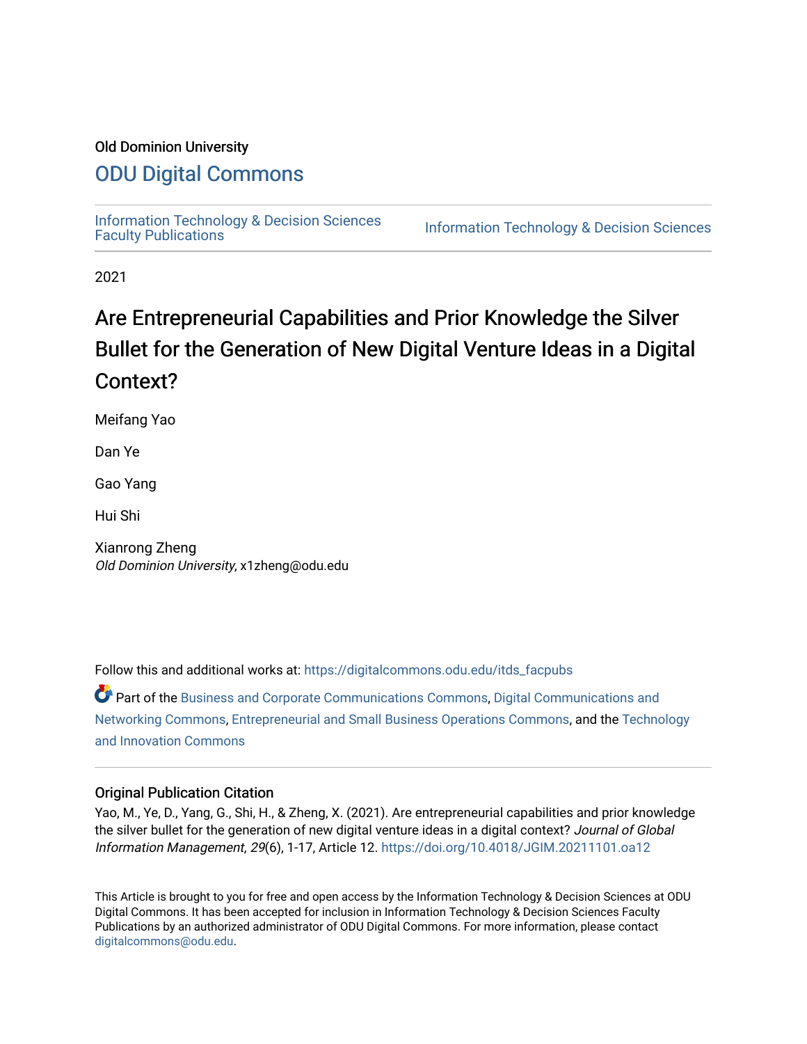Old Dominion University

## ODU Digital Commons

Information Technology & Decision Sciences Faculty Publications | Information Technology & Decision Sciences

2021

# Are Entrepreneurial Capabilities and Prior Knowledge the Silver Bullet for the Generation of New Digital Venture Ideas in a Digital Context?

Meifang Yao

Dan Ye

Gao Yang

Hui Shi

Xianrong Zheng
*Old Dominion University*, x1zheng@odu.edu

Follow this and additional works at: https://digitalcommons.odu.edu/itds_facpubs

Part of the Business and Corporate Communications Commons, Digital Communications and Networking Commons, Entrepreneurial and Small Business Operations Commons, and the Technology and Innovation Commons

### Original Publication Citation

Yao, M., Ye, D., Yang, G., Shi, H., & Zheng, X. (2021). Are entrepreneurial capabilities and prior knowledge the silver bullet for the generation of new digital venture ideas in a digital context? *Journal of Global Information Management*, *29*(6), 1-17, Article 12. https://doi.org/10.4018/JGIM.20211101.oa12

This Article is brought to you for free and open access by the Information Technology & Decision Sciences at ODU Digital Commons. It has been accepted for inclusion in Information Technology & Decision Sciences Faculty Publications by an authorized administrator of ODU Digital Commons. For more information, please contact digitalcommons@odu.edu.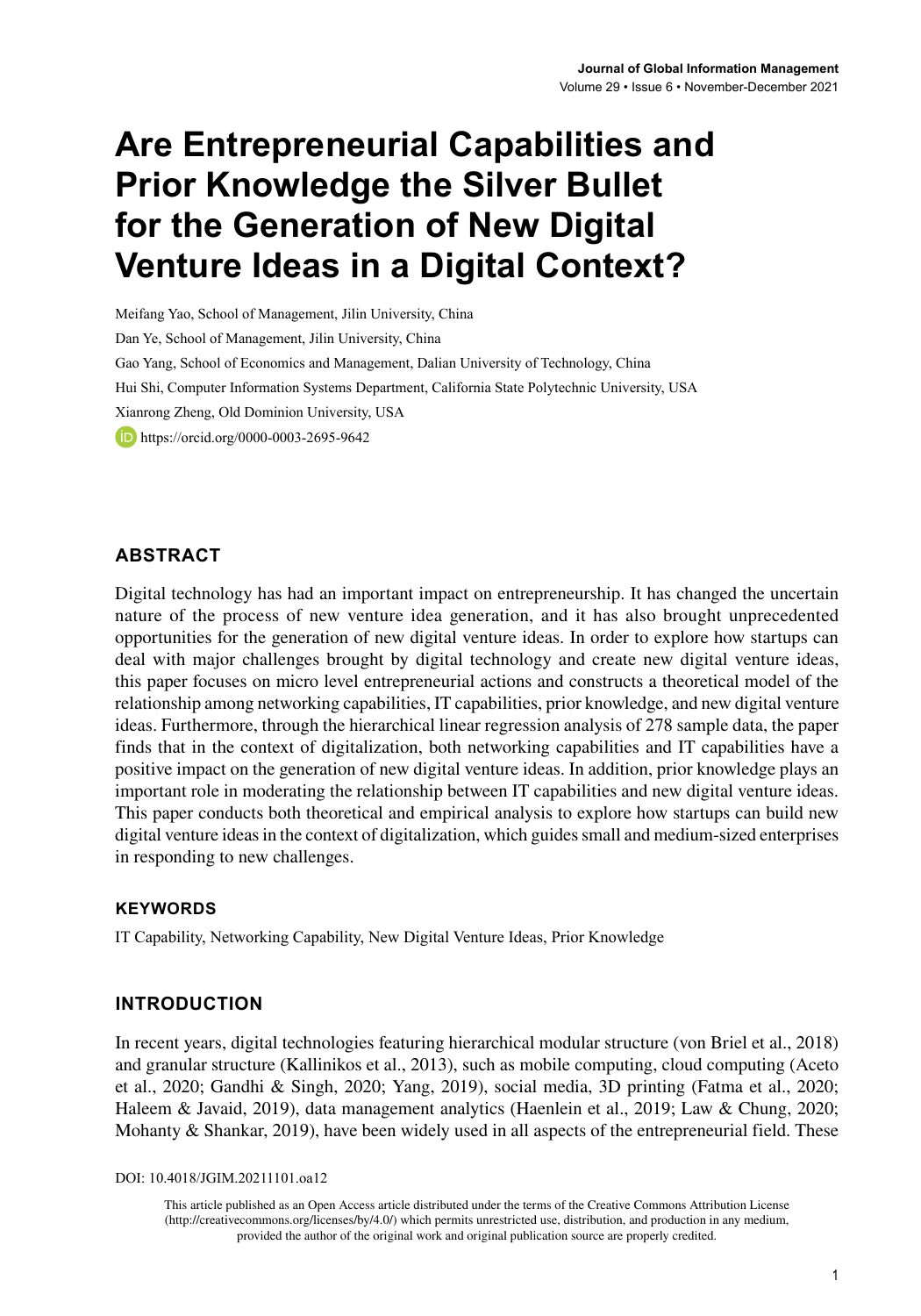# Are Entrepreneurial Capabilities and Prior Knowledge the Silver Bullet for the Generation of New Digital Venture Ideas in a Digital Context?

Meifang Yao, School of Management, Jilin University, China

Dan Ye, School of Management, Jilin University, China

Gao Yang, School of Economics and Management, Dalian University of Technology, China

Hui Shi, Computer Information Systems Department, California State Polytechnic University, USA

Xianrong Zheng, Old Dominion University, USA

https://orcid.org/0000-0003-2695-9642

## ABSTRACT

Digital technology has had an important impact on entrepreneurship. It has changed the uncertain nature of the process of new venture idea generation, and it has also brought unprecedented opportunities for the generation of new digital venture ideas. In order to explore how startups can deal with major challenges brought by digital technology and create new digital venture ideas, this paper focuses on micro level entrepreneurial actions and constructs a theoretical model of the relationship among networking capabilities, IT capabilities, prior knowledge, and new digital venture ideas. Furthermore, through the hierarchical linear regression analysis of 278 sample data, the paper finds that in the context of digitalization, both networking capabilities and IT capabilities have a positive impact on the generation of new digital venture ideas. In addition, prior knowledge plays an important role in moderating the relationship between IT capabilities and new digital venture ideas. This paper conducts both theoretical and empirical analysis to explore how startups can build new digital venture ideas in the context of digitalization, which guides small and medium-sized enterprises in responding to new challenges.

### KEYWORDS

IT Capability, Networking Capability, New Digital Venture Ideas, Prior Knowledge

## INTRODUCTION

In recent years, digital technologies featuring hierarchical modular structure (von Briel et al., 2018) and granular structure (Kallinikos et al., 2013), such as mobile computing, cloud computing (Aceto et al., 2020; Gandhi & Singh, 2020; Yang, 2019), social media, 3D printing (Fatma et al., 2020; Haleem & Javaid, 2019), data management analytics (Haenlein et al., 2019; Law & Chung, 2020; Mohanty & Shankar, 2019), have been widely used in all aspects of the entrepreneurial field. These

DOI: 10.4018/JGIM.20211101.oa12

This article published as an Open Access article distributed under the terms of the Creative Commons Attribution License (http://creativecommons.org/licenses/by/4.0/) which permits unrestricted use, distribution, and production in any medium, provided the author of the original work and original publication source are properly credited.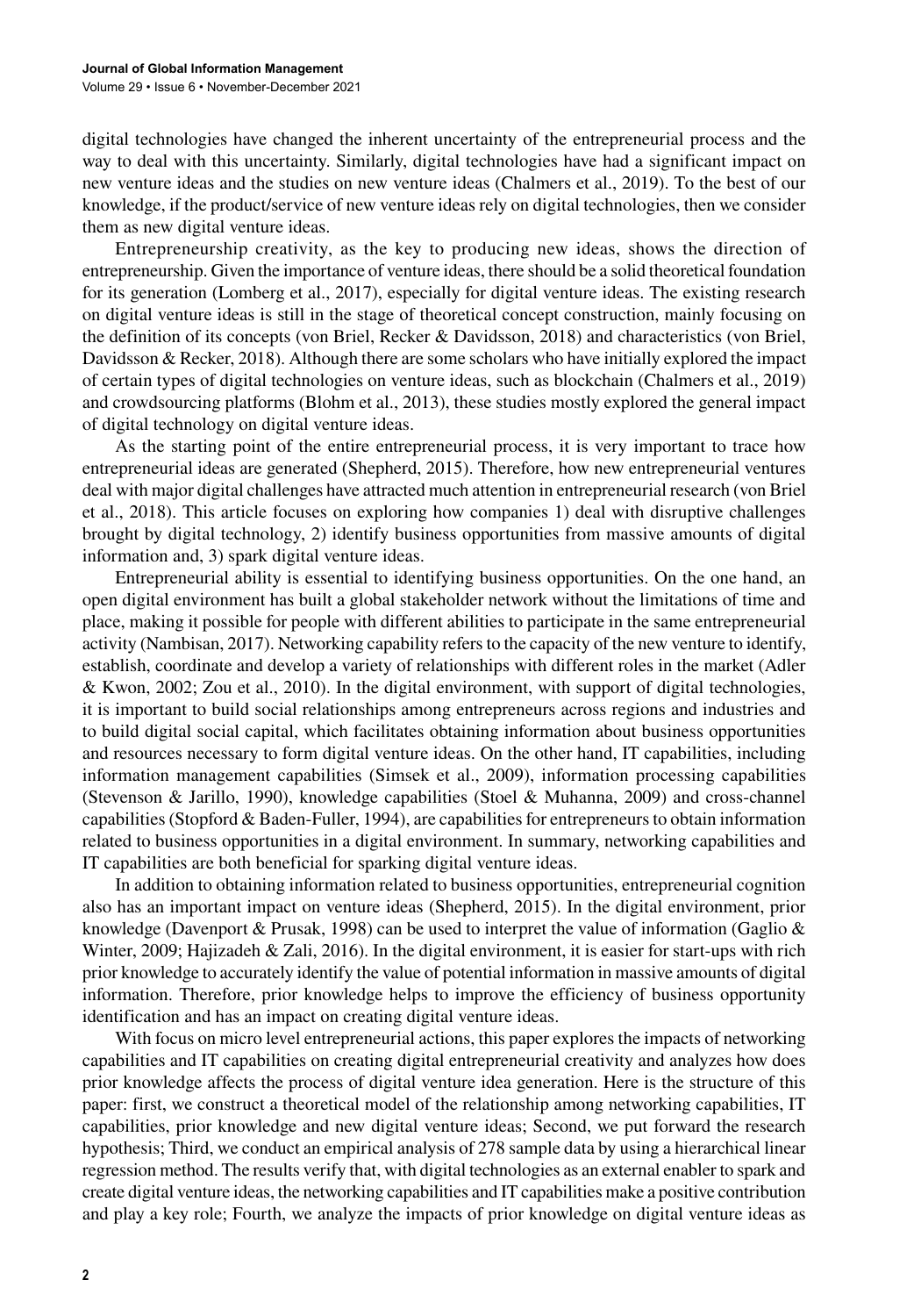digital technologies have changed the inherent uncertainty of the entrepreneurial process and the way to deal with this uncertainty. Similarly, digital technologies have had a significant impact on new venture ideas and the studies on new venture ideas (Chalmers et al., 2019). To the best of our knowledge, if the product/service of new venture ideas rely on digital technologies, then we consider them as new digital venture ideas.

Entrepreneurship creativity, as the key to producing new ideas, shows the direction of entrepreneurship. Given the importance of venture ideas, there should be a solid theoretical foundation for its generation (Lomberg et al., 2017), especially for digital venture ideas. The existing research on digital venture ideas is still in the stage of theoretical concept construction, mainly focusing on the definition of its concepts (von Briel, Recker & Davidsson, 2018) and characteristics (von Briel, Davidsson & Recker, 2018). Although there are some scholars who have initially explored the impact of certain types of digital technologies on venture ideas, such as blockchain (Chalmers et al., 2019) and crowdsourcing platforms (Blohm et al., 2013), these studies mostly explored the general impact of digital technology on digital venture ideas.

As the starting point of the entire entrepreneurial process, it is very important to trace how entrepreneurial ideas are generated (Shepherd, 2015). Therefore, how new entrepreneurial ventures deal with major digital challenges have attracted much attention in entrepreneurial research (von Briel et al., 2018). This article focuses on exploring how companies 1) deal with disruptive challenges brought by digital technology, 2) identify business opportunities from massive amounts of digital information and, 3) spark digital venture ideas.

Entrepreneurial ability is essential to identifying business opportunities. On the one hand, an open digital environment has built a global stakeholder network without the limitations of time and place, making it possible for people with different abilities to participate in the same entrepreneurial activity (Nambisan, 2017). Networking capability refers to the capacity of the new venture to identify, establish, coordinate and develop a variety of relationships with different roles in the market (Adler & Kwon, 2002; Zou et al., 2010). In the digital environment, with support of digital technologies, it is important to build social relationships among entrepreneurs across regions and industries and to build digital social capital, which facilitates obtaining information about business opportunities and resources necessary to form digital venture ideas. On the other hand, IT capabilities, including information management capabilities (Simsek et al., 2009), information processing capabilities (Stevenson & Jarillo, 1990), knowledge capabilities (Stoel & Muhanna, 2009) and cross-channel capabilities (Stopford & Baden-Fuller, 1994), are capabilities for entrepreneurs to obtain information related to business opportunities in a digital environment. In summary, networking capabilities and IT capabilities are both beneficial for sparking digital venture ideas.

In addition to obtaining information related to business opportunities, entrepreneurial cognition also has an important impact on venture ideas (Shepherd, 2015). In the digital environment, prior knowledge (Davenport & Prusak, 1998) can be used to interpret the value of information (Gaglio & Winter, 2009; Hajizadeh & Zali, 2016). In the digital environment, it is easier for start-ups with rich prior knowledge to accurately identify the value of potential information in massive amounts of digital information. Therefore, prior knowledge helps to improve the efficiency of business opportunity identification and has an impact on creating digital venture ideas.

With focus on micro level entrepreneurial actions, this paper explores the impacts of networking capabilities and IT capabilities on creating digital entrepreneurial creativity and analyzes how does prior knowledge affects the process of digital venture idea generation. Here is the structure of this paper: first, we construct a theoretical model of the relationship among networking capabilities, IT capabilities, prior knowledge and new digital venture ideas; Second, we put forward the research hypothesis; Third, we conduct an empirical analysis of 278 sample data by using a hierarchical linear regression method. The results verify that, with digital technologies as an external enabler to spark and create digital venture ideas, the networking capabilities and IT capabilities make a positive contribution and play a key role; Fourth, we analyze the impacts of prior knowledge on digital venture ideas as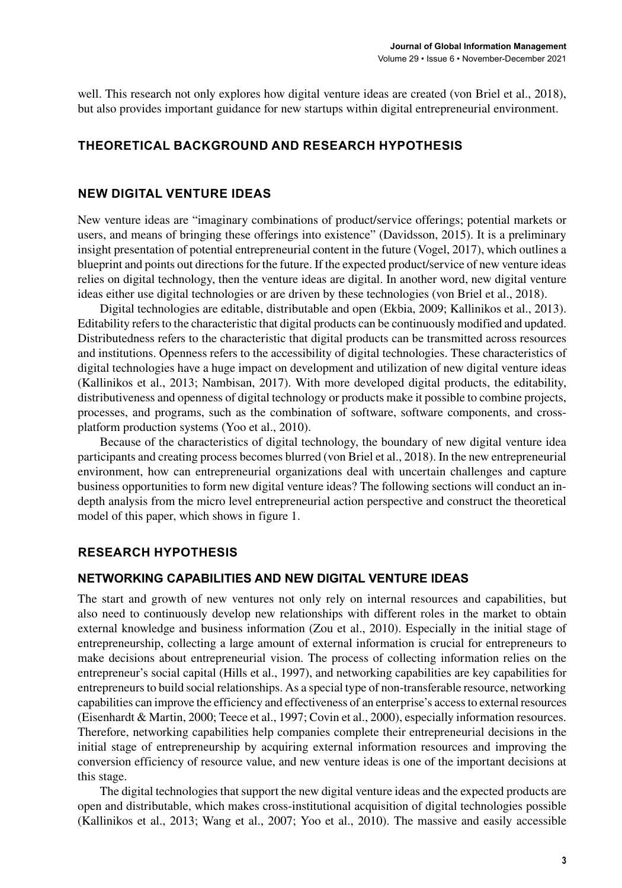well. This research not only explores how digital venture ideas are created (von Briel et al., 2018), but also provides important guidance for new startups within digital entrepreneurial environment.

## THEORETICAL BACKGROUND AND RESEARCH HYPOTHESIS

### NEW DIGITAL VENTURE IDEAS

New venture ideas are "imaginary combinations of product/service offerings; potential markets or users, and means of bringing these offerings into existence" (Davidsson, 2015). It is a preliminary insight presentation of potential entrepreneurial content in the future (Vogel, 2017), which outlines a blueprint and points out directions for the future. If the expected product/service of new venture ideas relies on digital technology, then the venture ideas are digital. In another word, new digital venture ideas either use digital technologies or are driven by these technologies (von Briel et al., 2018).

Digital technologies are editable, distributable and open (Ekbia, 2009; Kallinikos et al., 2013). Editability refers to the characteristic that digital products can be continuously modified and updated. Distributedness refers to the characteristic that digital products can be transmitted across resources and institutions. Openness refers to the accessibility of digital technologies. These characteristics of digital technologies have a huge impact on development and utilization of new digital venture ideas (Kallinikos et al., 2013; Nambisan, 2017). With more developed digital products, the editability, distributiveness and openness of digital technology or products make it possible to combine projects, processes, and programs, such as the combination of software, software components, and cross-platform production systems (Yoo et al., 2010).

Because of the characteristics of digital technology, the boundary of new digital venture idea participants and creating process becomes blurred (von Briel et al., 2018). In the new entrepreneurial environment, how can entrepreneurial organizations deal with uncertain challenges and capture business opportunities to form new digital venture ideas? The following sections will conduct an in-depth analysis from the micro level entrepreneurial action perspective and construct the theoretical model of this paper, which shows in figure 1.

### RESEARCH HYPOTHESIS

#### NETWORKING CAPABILITIES AND NEW DIGITAL VENTURE IDEAS

The start and growth of new ventures not only rely on internal resources and capabilities, but also need to continuously develop new relationships with different roles in the market to obtain external knowledge and business information (Zou et al., 2010). Especially in the initial stage of entrepreneurship, collecting a large amount of external information is crucial for entrepreneurs to make decisions about entrepreneurial vision. The process of collecting information relies on the entrepreneur's social capital (Hills et al., 1997), and networking capabilities are key capabilities for entrepreneurs to build social relationships. As a special type of non-transferable resource, networking capabilities can improve the efficiency and effectiveness of an enterprise's access to external resources (Eisenhardt & Martin, 2000; Teece et al., 1997; Covin et al., 2000), especially information resources. Therefore, networking capabilities help companies complete their entrepreneurial decisions in the initial stage of entrepreneurship by acquiring external information resources and improving the conversion efficiency of resource value, and new venture ideas is one of the important decisions at this stage.

The digital technologies that support the new digital venture ideas and the expected products are open and distributable, which makes cross-institutional acquisition of digital technologies possible (Kallinikos et al., 2013; Wang et al., 2007; Yoo et al., 2010). The massive and easily accessible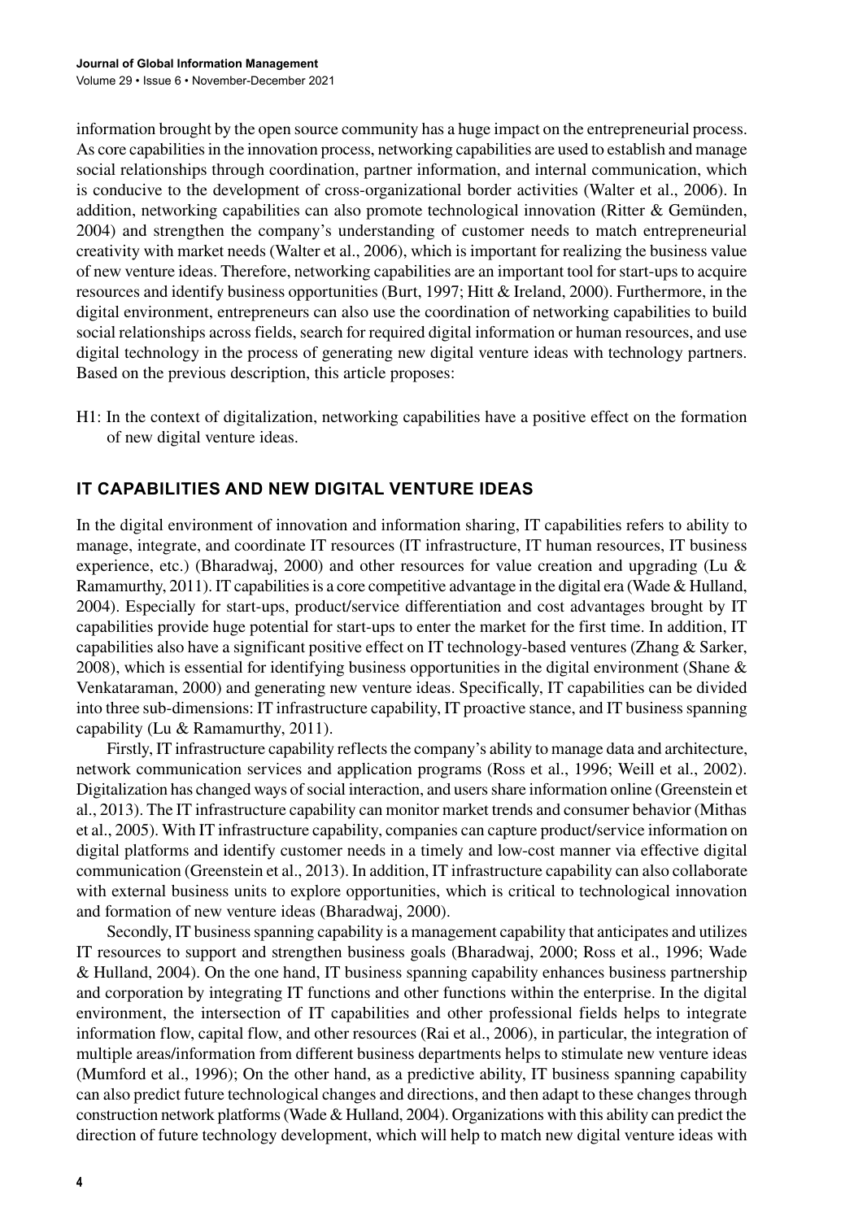information brought by the open source community has a huge impact on the entrepreneurial process. As core capabilities in the innovation process, networking capabilities are used to establish and manage social relationships through coordination, partner information, and internal communication, which is conducive to the development of cross-organizational border activities (Walter et al., 2006). In addition, networking capabilities can also promote technological innovation (Ritter & Gemünden, 2004) and strengthen the company's understanding of customer needs to match entrepreneurial creativity with market needs (Walter et al., 2006), which is important for realizing the business value of new venture ideas. Therefore, networking capabilities are an important tool for start-ups to acquire resources and identify business opportunities (Burt, 1997; Hitt & Ireland, 2000). Furthermore, in the digital environment, entrepreneurs can also use the coordination of networking capabilities to build social relationships across fields, search for required digital information or human resources, and use digital technology in the process of generating new digital venture ideas with technology partners. Based on the previous description, this article proposes:

H1: In the context of digitalization, networking capabilities have a positive effect on the formation of new digital venture ideas.

## IT CAPABILITIES AND NEW DIGITAL VENTURE IDEAS

In the digital environment of innovation and information sharing, IT capabilities refers to ability to manage, integrate, and coordinate IT resources (IT infrastructure, IT human resources, IT business experience, etc.) (Bharadwaj, 2000) and other resources for value creation and upgrading (Lu & Ramamurthy, 2011). IT capabilities is a core competitive advantage in the digital era (Wade & Hulland, 2004). Especially for start-ups, product/service differentiation and cost advantages brought by IT capabilities provide huge potential for start-ups to enter the market for the first time. In addition, IT capabilities also have a significant positive effect on IT technology-based ventures (Zhang & Sarker, 2008), which is essential for identifying business opportunities in the digital environment (Shane & Venkataraman, 2000) and generating new venture ideas. Specifically, IT capabilities can be divided into three sub-dimensions: IT infrastructure capability, IT proactive stance, and IT business spanning capability (Lu & Ramamurthy, 2011).

Firstly, IT infrastructure capability reflects the company's ability to manage data and architecture, network communication services and application programs (Ross et al., 1996; Weill et al., 2002). Digitalization has changed ways of social interaction, and users share information online (Greenstein et al., 2013). The IT infrastructure capability can monitor market trends and consumer behavior (Mithas et al., 2005). With IT infrastructure capability, companies can capture product/service information on digital platforms and identify customer needs in a timely and low-cost manner via effective digital communication (Greenstein et al., 2013). In addition, IT infrastructure capability can also collaborate with external business units to explore opportunities, which is critical to technological innovation and formation of new venture ideas (Bharadwaj, 2000).

Secondly, IT business spanning capability is a management capability that anticipates and utilizes IT resources to support and strengthen business goals (Bharadwaj, 2000; Ross et al., 1996; Wade & Hulland, 2004). On the one hand, IT business spanning capability enhances business partnership and corporation by integrating IT functions and other functions within the enterprise. In the digital environment, the intersection of IT capabilities and other professional fields helps to integrate information flow, capital flow, and other resources (Rai et al., 2006), in particular, the integration of multiple areas/information from different business departments helps to stimulate new venture ideas (Mumford et al., 1996); On the other hand, as a predictive ability, IT business spanning capability can also predict future technological changes and directions, and then adapt to these changes through construction network platforms (Wade & Hulland, 2004). Organizations with this ability can predict the direction of future technology development, which will help to match new digital venture ideas with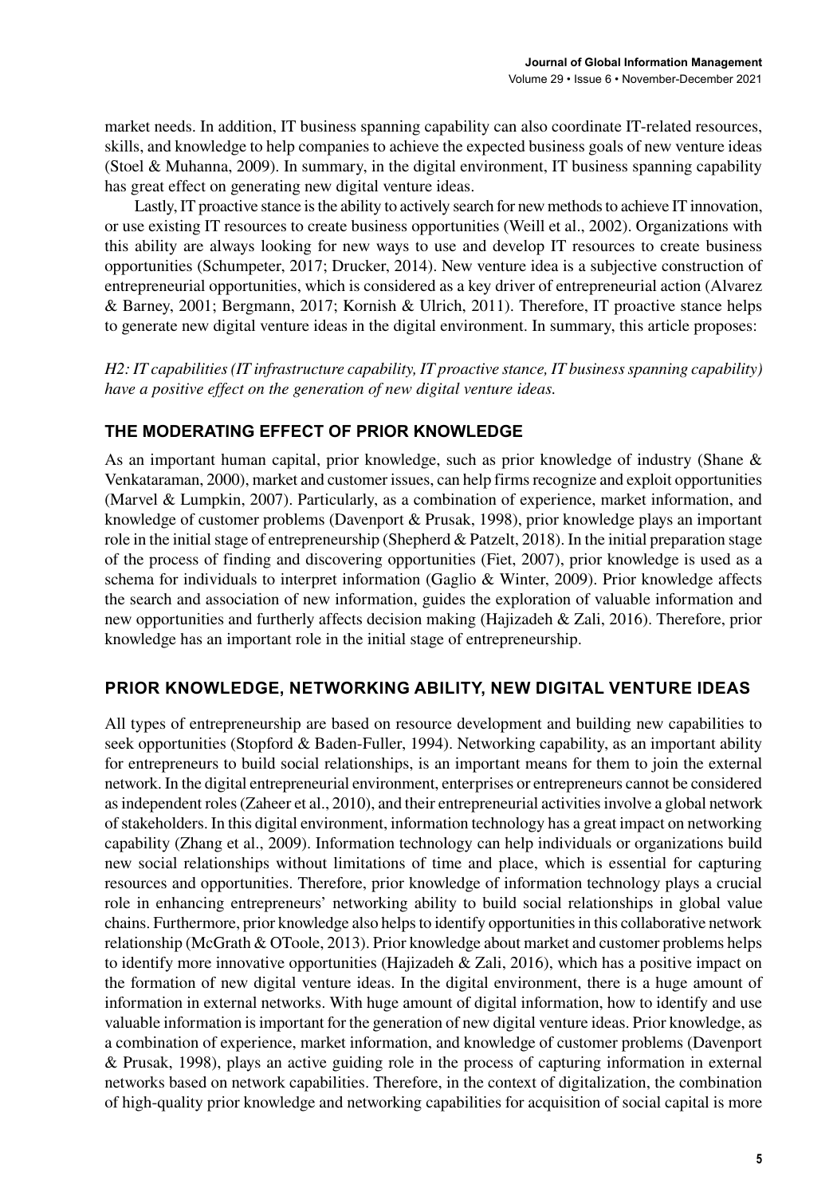market needs. In addition, IT business spanning capability can also coordinate IT-related resources, skills, and knowledge to help companies to achieve the expected business goals of new venture ideas (Stoel & Muhanna, 2009). In summary, in the digital environment, IT business spanning capability has great effect on generating new digital venture ideas.

Lastly, IT proactive stance is the ability to actively search for new methods to achieve IT innovation, or use existing IT resources to create business opportunities (Weill et al., 2002). Organizations with this ability are always looking for new ways to use and develop IT resources to create business opportunities (Schumpeter, 2017; Drucker, 2014). New venture idea is a subjective construction of entrepreneurial opportunities, which is considered as a key driver of entrepreneurial action (Alvarez & Barney, 2001; Bergmann, 2017; Kornish & Ulrich, 2011). Therefore, IT proactive stance helps to generate new digital venture ideas in the digital environment. In summary, this article proposes:

*H2: IT capabilities (IT infrastructure capability, IT proactive stance, IT business spanning capability) have a positive effect on the generation of new digital venture ideas.*

## THE MODERATING EFFECT OF PRIOR KNOWLEDGE

As an important human capital, prior knowledge, such as prior knowledge of industry (Shane & Venkataraman, 2000), market and customer issues, can help firms recognize and exploit opportunities (Marvel & Lumpkin, 2007). Particularly, as a combination of experience, market information, and knowledge of customer problems (Davenport & Prusak, 1998), prior knowledge plays an important role in the initial stage of entrepreneurship (Shepherd & Patzelt, 2018). In the initial preparation stage of the process of finding and discovering opportunities (Fiet, 2007), prior knowledge is used as a schema for individuals to interpret information (Gaglio & Winter, 2009). Prior knowledge affects the search and association of new information, guides the exploration of valuable information and new opportunities and furtherly affects decision making (Hajizadeh & Zali, 2016). Therefore, prior knowledge has an important role in the initial stage of entrepreneurship.

## PRIOR KNOWLEDGE, NETWORKING ABILITY, NEW DIGITAL VENTURE IDEAS

All types of entrepreneurship are based on resource development and building new capabilities to seek opportunities (Stopford & Baden-Fuller, 1994). Networking capability, as an important ability for entrepreneurs to build social relationships, is an important means for them to join the external network. In the digital entrepreneurial environment, enterprises or entrepreneurs cannot be considered as independent roles (Zaheer et al., 2010), and their entrepreneurial activities involve a global network of stakeholders. In this digital environment, information technology has a great impact on networking capability (Zhang et al., 2009). Information technology can help individuals or organizations build new social relationships without limitations of time and place, which is essential for capturing resources and opportunities. Therefore, prior knowledge of information technology plays a crucial role in enhancing entrepreneurs' networking ability to build social relationships in global value chains. Furthermore, prior knowledge also helps to identify opportunities in this collaborative network relationship (McGrath & OToole, 2013). Prior knowledge about market and customer problems helps to identify more innovative opportunities (Hajizadeh & Zali, 2016), which has a positive impact on the formation of new digital venture ideas. In the digital environment, there is a huge amount of information in external networks. With huge amount of digital information, how to identify and use valuable information is important for the generation of new digital venture ideas. Prior knowledge, as a combination of experience, market information, and knowledge of customer problems (Davenport & Prusak, 1998), plays an active guiding role in the process of capturing information in external networks based on network capabilities. Therefore, in the context of digitalization, the combination of high-quality prior knowledge and networking capabilities for acquisition of social capital is more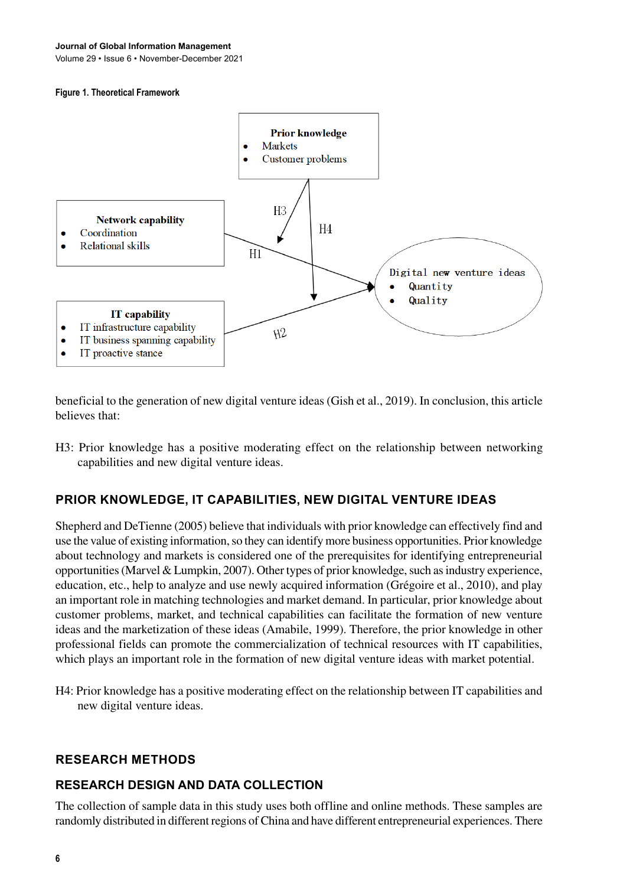**Figure 1. Theoretical Framework**

beneficial to the generation of new digital venture ideas (Gish et al., 2019). In conclusion, this article believes that:

H3: Prior knowledge has a positive moderating effect on the relationship between networking capabilities and new digital venture ideas.

## PRIOR KNOWLEDGE, IT CAPABILITIES, NEW DIGITAL VENTURE IDEAS

Shepherd and DeTienne (2005) believe that individuals with prior knowledge can effectively find and use the value of existing information, so they can identify more business opportunities. Prior knowledge about technology and markets is considered one of the prerequisites for identifying entrepreneurial opportunities (Marvel & Lumpkin, 2007). Other types of prior knowledge, such as industry experience, education, etc., help to analyze and use newly acquired information (Grégoire et al., 2010), and play an important role in matching technologies and market demand. In particular, prior knowledge about customer problems, market, and technical capabilities can facilitate the formation of new venture ideas and the marketization of these ideas (Amabile, 1999). Therefore, the prior knowledge in other professional fields can promote the commercialization of technical resources with IT capabilities, which plays an important role in the formation of new digital venture ideas with market potential.

H4: Prior knowledge has a positive moderating effect on the relationship between IT capabilities and new digital venture ideas.

## RESEARCH METHODS

## RESEARCH DESIGN AND DATA COLLECTION

The collection of sample data in this study uses both offline and online methods. These samples are randomly distributed in different regions of China and have different entrepreneurial experiences. There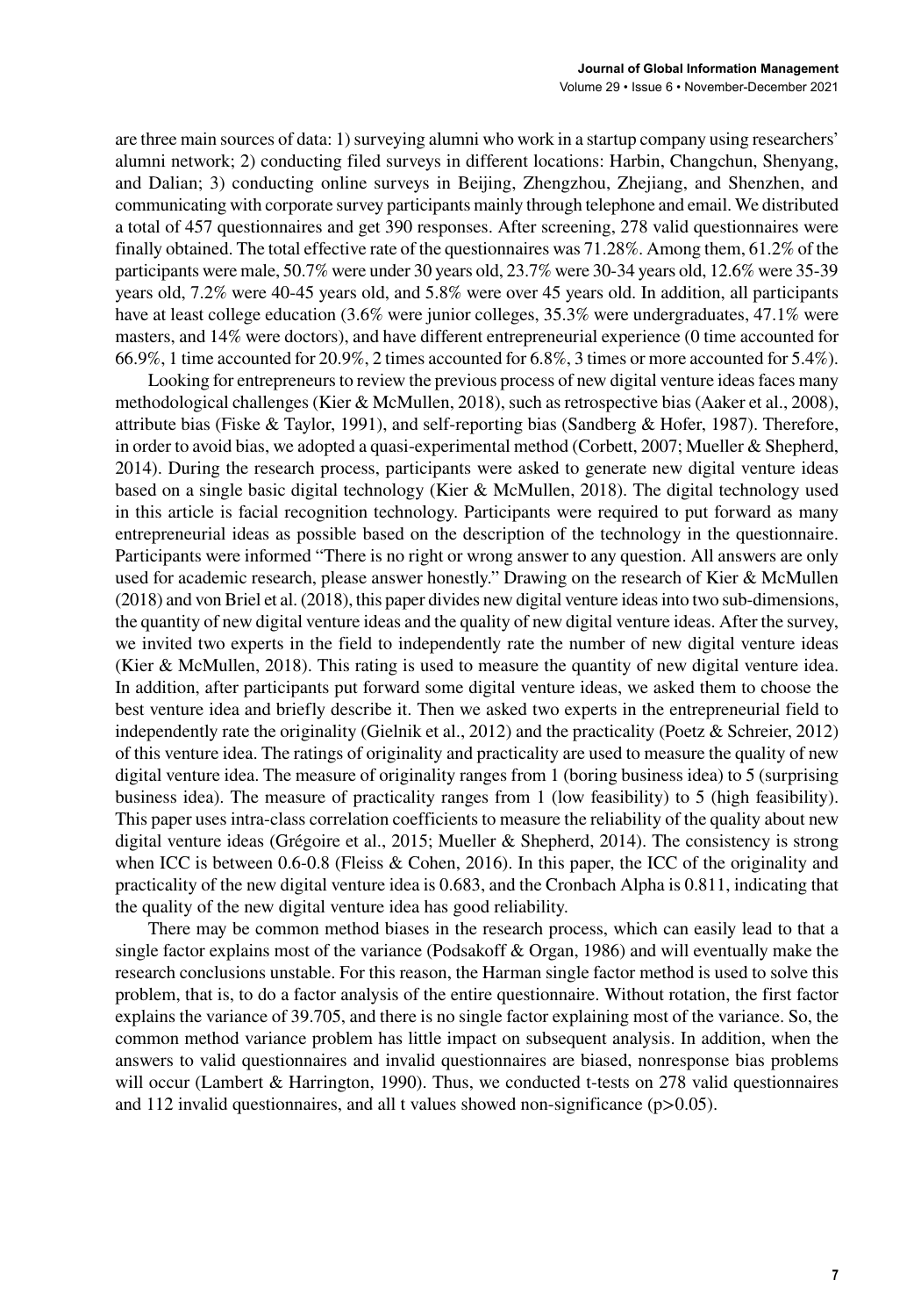are three main sources of data: 1) surveying alumni who work in a startup company using researchers' alumni network; 2) conducting filed surveys in different locations: Harbin, Changchun, Shenyang, and Dalian; 3) conducting online surveys in Beijing, Zhengzhou, Zhejiang, and Shenzhen, and communicating with corporate survey participants mainly through telephone and email. We distributed a total of 457 questionnaires and get 390 responses. After screening, 278 valid questionnaires were finally obtained. The total effective rate of the questionnaires was 71.28%. Among them, 61.2% of the participants were male, 50.7% were under 30 years old, 23.7% were 30-34 years old, 12.6% were 35-39 years old, 7.2% were 40-45 years old, and 5.8% were over 45 years old. In addition, all participants have at least college education (3.6% were junior colleges, 35.3% were undergraduates, 47.1% were masters, and 14% were doctors), and have different entrepreneurial experience (0 time accounted for 66.9%, 1 time accounted for 20.9%, 2 times accounted for 6.8%, 3 times or more accounted for 5.4%).

Looking for entrepreneurs to review the previous process of new digital venture ideas faces many methodological challenges (Kier & McMullen, 2018), such as retrospective bias (Aaker et al., 2008), attribute bias (Fiske & Taylor, 1991), and self-reporting bias (Sandberg & Hofer, 1987). Therefore, in order to avoid bias, we adopted a quasi-experimental method (Corbett, 2007; Mueller & Shepherd, 2014). During the research process, participants were asked to generate new digital venture ideas based on a single basic digital technology (Kier & McMullen, 2018). The digital technology used in this article is facial recognition technology. Participants were required to put forward as many entrepreneurial ideas as possible based on the description of the technology in the questionnaire. Participants were informed "There is no right or wrong answer to any question. All answers are only used for academic research, please answer honestly." Drawing on the research of Kier & McMullen (2018) and von Briel et al. (2018), this paper divides new digital venture ideas into two sub-dimensions, the quantity of new digital venture ideas and the quality of new digital venture ideas. After the survey, we invited two experts in the field to independently rate the number of new digital venture ideas (Kier & McMullen, 2018). This rating is used to measure the quantity of new digital venture idea. In addition, after participants put forward some digital venture ideas, we asked them to choose the best venture idea and briefly describe it. Then we asked two experts in the entrepreneurial field to independently rate the originality (Gielnik et al., 2012) and the practicality (Poetz & Schreier, 2012) of this venture idea. The ratings of originality and practicality are used to measure the quality of new digital venture idea. The measure of originality ranges from 1 (boring business idea) to 5 (surprising business idea). The measure of practicality ranges from 1 (low feasibility) to 5 (high feasibility). This paper uses intra-class correlation coefficients to measure the reliability of the quality about new digital venture ideas (Grégoire et al., 2015; Mueller & Shepherd, 2014). The consistency is strong when ICC is between 0.6-0.8 (Fleiss & Cohen, 2016). In this paper, the ICC of the originality and practicality of the new digital venture idea is 0.683, and the Cronbach Alpha is 0.811, indicating that the quality of the new digital venture idea has good reliability.

There may be common method biases in the research process, which can easily lead to that a single factor explains most of the variance (Podsakoff & Organ, 1986) and will eventually make the research conclusions unstable. For this reason, the Harman single factor method is used to solve this problem, that is, to do a factor analysis of the entire questionnaire. Without rotation, the first factor explains the variance of 39.705, and there is no single factor explaining most of the variance. So, the common method variance problem has little impact on subsequent analysis. In addition, when the answers to valid questionnaires and invalid questionnaires are biased, nonresponse bias problems will occur (Lambert & Harrington, 1990). Thus, we conducted t-tests on 278 valid questionnaires and 112 invalid questionnaires, and all t values showed non-significance ($p>0.05$).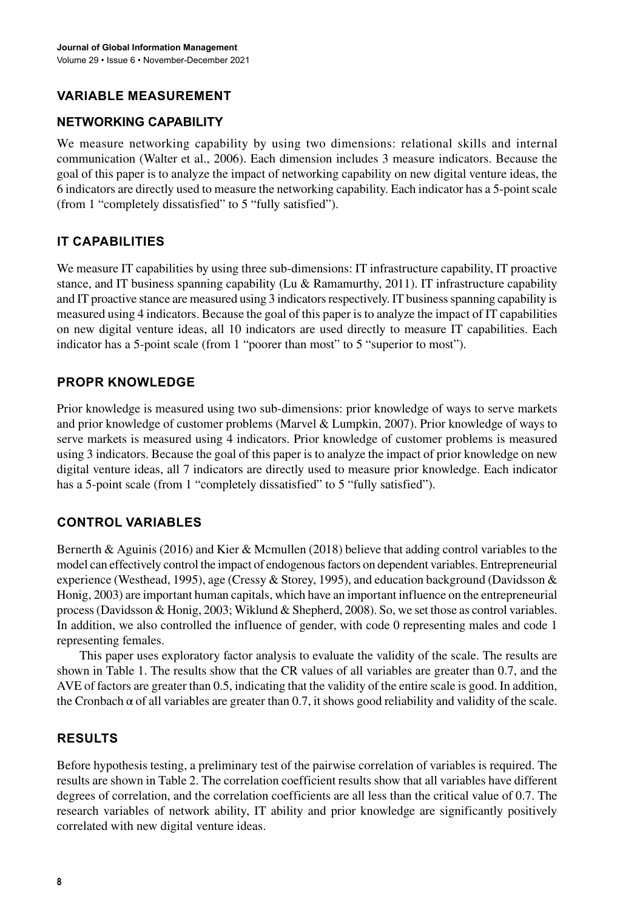## VARIABLE MEASUREMENT

### NETWORKING CAPABILITY

We measure networking capability by using two dimensions: relational skills and internal communication (Walter et al., 2006). Each dimension includes 3 measure indicators. Because the goal of this paper is to analyze the impact of networking capability on new digital venture ideas, the 6 indicators are directly used to measure the networking capability. Each indicator has a 5-point scale (from 1 "completely dissatisfied" to 5 "fully satisfied").

### IT CAPABILITIES

We measure IT capabilities by using three sub-dimensions: IT infrastructure capability, IT proactive stance, and IT business spanning capability (Lu & Ramamurthy, 2011). IT infrastructure capability and IT proactive stance are measured using 3 indicators respectively. IT business spanning capability is measured using 4 indicators. Because the goal of this paper is to analyze the impact of IT capabilities on new digital venture ideas, all 10 indicators are used directly to measure IT capabilities. Each indicator has a 5-point scale (from 1 "poorer than most" to 5 "superior to most").

### PROPR KNOWLEDGE

Prior knowledge is measured using two sub-dimensions: prior knowledge of ways to serve markets and prior knowledge of customer problems (Marvel & Lumpkin, 2007). Prior knowledge of ways to serve markets is measured using 4 indicators. Prior knowledge of customer problems is measured using 3 indicators. Because the goal of this paper is to analyze the impact of prior knowledge on new digital venture ideas, all 7 indicators are directly used to measure prior knowledge. Each indicator has a 5-point scale (from 1 "completely dissatisfied" to 5 "fully satisfied").

### CONTROL VARIABLES

Bernerth & Aguinis (2016) and Kier & Mcmullen (2018) believe that adding control variables to the model can effectively control the impact of endogenous factors on dependent variables. Entrepreneurial experience (Westhead, 1995), age (Cressy & Storey, 1995), and education background (Davidsson & Honig, 2003) are important human capitals, which have an important influence on the entrepreneurial process (Davidsson & Honig, 2003; Wiklund & Shepherd, 2008). So, we set those as control variables. In addition, we also controlled the influence of gender, with code 0 representing males and code 1 representing females.

This paper uses exploratory factor analysis to evaluate the validity of the scale. The results are shown in Table 1. The results show that the CR values of all variables are greater than 0.7, and the AVE of factors are greater than 0.5, indicating that the validity of the entire scale is good. In addition, the Cronbach $\alpha$ of all variables are greater than 0.7, it shows good reliability and validity of the scale.

## RESULTS

Before hypothesis testing, a preliminary test of the pairwise correlation of variables is required. The results are shown in Table 2. The correlation coefficient results show that all variables have different degrees of correlation, and the correlation coefficients are all less than the critical value of 0.7. The research variables of network ability, IT ability and prior knowledge are significantly positively correlated with new digital venture ideas.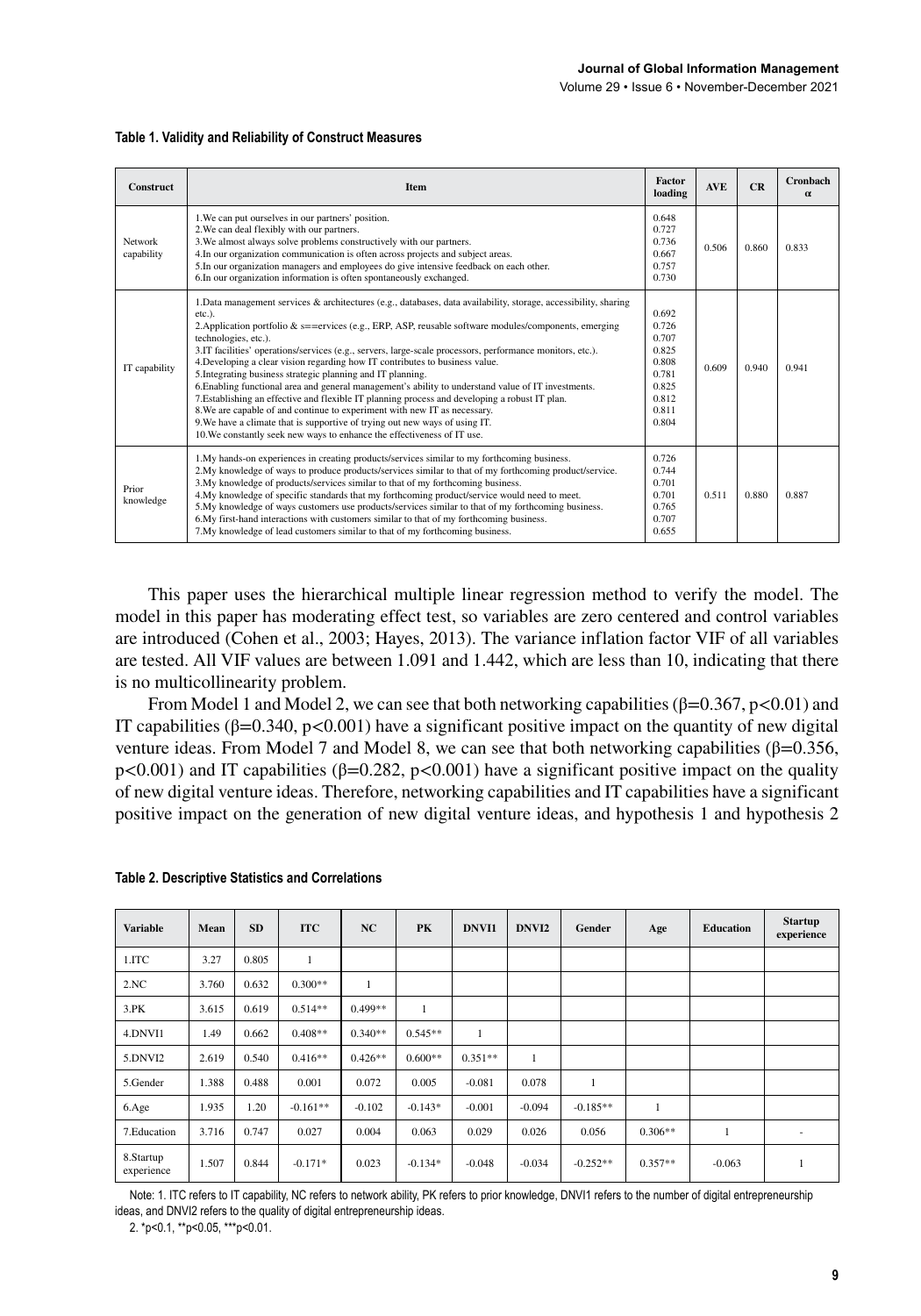**Table 1. Validity and Reliability of Construct Measures**

| Construct | Item | Factor loading | AVE | CR | Cronbach α |
|---|---|---|---|---|---|
| Network capability | 1.We can put ourselves in our partners' position.<br>2.We can deal flexibly with our partners.<br>3.We almost always solve problems constructively with our partners.<br>4.In our organization communication is often across projects and subject areas.<br>5.In our organization managers and employees do give intensive feedback on each other.<br>6.In our organization information is often spontaneously exchanged. | 0.648<br>0.727<br>0.736<br>0.667<br>0.757<br>0.730 | 0.506 | 0.860 | 0.833 |
| IT capability | 1.Data management services & architectures (e.g., databases, data availability, storage, accessibility, sharing etc.).<br>2.Application portfolio & s==ervices (e.g., ERP, ASP, reusable software modules/components, emerging technologies, etc.).<br>3.IT facilities' operations/services (e.g., servers, large-scale processors, performance monitors, etc.).<br>4.Developing a clear vision regarding how IT contributes to business value.<br>5.Integrating business strategic planning and IT planning.<br>6.Enabling functional area and general management's ability to understand value of IT investments.<br>7.Establishing an effective and flexible IT planning process and developing a robust IT plan.<br>8.We are capable of and continue to experiment with new IT as necessary.<br>9.We have a climate that is supportive of trying out new ways of using IT.<br>10.We constantly seek new ways to enhance the effectiveness of IT use. | 0.692<br>0.726<br>0.707<br>0.825<br>0.808<br>0.781<br>0.825<br>0.812<br>0.811<br>0.804 | 0.609 | 0.940 | 0.941 |
| Prior knowledge | 1.My hands-on experiences in creating products/services similar to my forthcoming business.<br>2.My knowledge of ways to produce products/services similar to that of my forthcoming product/service.<br>3.My knowledge of products/services similar to that of my forthcoming business.<br>4.My knowledge of specific standards that my forthcoming product/service would need to meet.<br>5.My knowledge of ways customers use products/services similar to that of my forthcoming business.<br>6.My first-hand interactions with customers similar to that of my forthcoming business.<br>7.My knowledge of lead customers similar to that of my forthcoming business. | 0.726<br>0.744<br>0.701<br>0.701<br>0.765<br>0.707<br>0.655 | 0.511 | 0.880 | 0.887 |

This paper uses the hierarchical multiple linear regression method to verify the model. The model in this paper has moderating effect test, so variables are zero centered and control variables are introduced (Cohen et al., 2003; Hayes, 2013). The variance inflation factor VIF of all variables are tested. All VIF values are between 1.091 and 1.442, which are less than 10, indicating that there is no multicollinearity problem.

From Model 1 and Model 2, we can see that both networking capabilities ($\beta$=0.367, $p$<0.01) and IT capabilities ($\beta$=0.340, $p$<0.001) have a significant positive impact on the quantity of new digital venture ideas. From Model 7 and Model 8, we can see that both networking capabilities ($\beta$=0.356, $p$<0.001) and IT capabilities ($\beta$=0.282, $p$<0.001) have a significant positive impact on the quality of new digital venture ideas. Therefore, networking capabilities and IT capabilities have a significant positive impact on the generation of new digital venture ideas, and hypothesis 1 and hypothesis 2

**Table 2. Descriptive Statistics and Correlations**

| Variable | Mean | SD | ITC | NC | PK | DNVI1 | DNVI2 | Gender | Age | Education | Startup experience |
|---|---|---|---|---|---|---|---|---|---|---|---|
| 1.ITC | 3.27 | 0.805 | 1 | | | | | | | | |
| 2.NC | 3.760 | 0.632 | 0.300** | 1 | | | | | | | |
| 3.PK | 3.615 | 0.619 | 0.514** | 0.499** | 1 | | | | | | |
| 4.DNVI1 | 1.49 | 0.662 | 0.408** | 0.340** | 0.545** | 1 | | | | | |
| 5.DNVI2 | 2.619 | 0.540 | 0.416** | 0.426** | 0.600** | 0.351** | 1 | | | | |
| 5.Gender | 1.388 | 0.488 | 0.001 | 0.072 | 0.005 | -0.081 | 0.078 | 1 | | | |
| 6.Age | 1.935 | 1.20 | -0.161** | -0.102 | -0.143* | -0.001 | -0.094 | -0.185** | 1 | | |
| 7.Education | 3.716 | 0.747 | 0.027 | 0.004 | 0.063 | 0.029 | 0.026 | 0.056 | 0.306** | 1 | - |
| 8.Startup experience | 1.507 | 0.844 | -0.171* | 0.023 | -0.134* | -0.048 | -0.034 | -0.252** | 0.357** | -0.063 | 1 |

Note: 1. ITC refers to IT capability, NC refers to network ability, PK refers to prior knowledge, DNVI1 refers to the number of digital entrepreneurship ideas, and DNVI2 refers to the quality of digital entrepreneurship ideas.

2. *p<0.1, **p<0.05, ***p<0.01.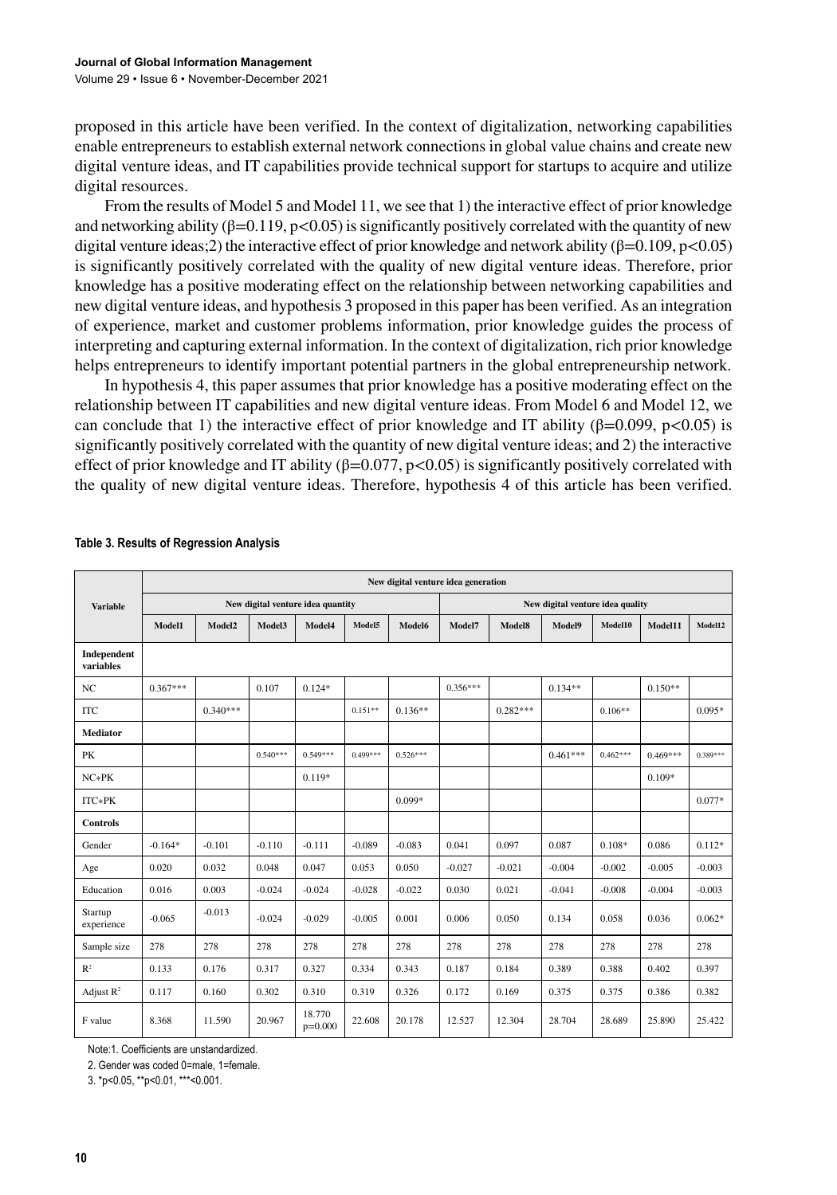proposed in this article have been verified. In the context of digitalization, networking capabilities enable entrepreneurs to establish external network connections in global value chains and create new digital venture ideas, and IT capabilities provide technical support for startups to acquire and utilize digital resources.

From the results of Model 5 and Model 11, we see that 1) the interactive effect of prior knowledge and networking ability (β=0.119, $p<0.05$) is significantly positively correlated with the quantity of new digital venture ideas;2) the interactive effect of prior knowledge and network ability (β=0.109, $p<0.05$) is significantly positively correlated with the quality of new digital venture ideas. Therefore, prior knowledge has a positive moderating effect on the relationship between networking capabilities and new digital venture ideas, and hypothesis 3 proposed in this paper has been verified. As an integration of experience, market and customer problems information, prior knowledge guides the process of interpreting and capturing external information. In the context of digitalization, rich prior knowledge helps entrepreneurs to identify important potential partners in the global entrepreneurship network.

In hypothesis 4, this paper assumes that prior knowledge has a positive moderating effect on the relationship between IT capabilities and new digital venture ideas. From Model 6 and Model 12, we can conclude that 1) the interactive effect of prior knowledge and IT ability (β=0.099, $p<0.05$) is significantly positively correlated with the quantity of new digital venture ideas; and 2) the interactive effect of prior knowledge and IT ability (β=0.077, $p<0.05$) is significantly positively correlated with the quality of new digital venture ideas. Therefore, hypothesis 4 of this article has been verified.

**Table 3. Results of Regression Analysis**

| Variable | New digital venture idea generation | | | | | | | | | | | |
|---|---|---|---|---|---|---|---|---|---|---|---|---|
| | New digital venture idea quantity | | | | | | New digital venture idea quality | | | | | |
| | Model1 | Model2 | Model3 | Model4 | Model5 | Model6 | Model7 | Model8 | Model9 | Model10 | Model11 | Model12 |
| **Independent variables** | | | | | | | | | | | | |
| NC | 0.367*** | | 0.107 | 0.124* | | | 0.356*** | | 0.134** | | 0.150** | |
| ITC | | 0.340*** | | | 0.151** | 0.136** | | 0.282*** | | 0.106** | | 0.095* |
| **Mediator** | | | | | | | | | | | | |
| PK | | | 0.540*** | 0.549*** | 0.499*** | 0.526*** | | | 0.461*** | 0.462*** | 0.469*** | 0.389*** |
| NC*PK | | | | 0.119* | | | | | | | 0.109* | |
| ITC*PK | | | | | | 0.099* | | | | | | 0.077* |
| **Controls** | | | | | | | | | | | | |
| Gender | -0.164* | -0.101 | -0.110 | -0.111 | -0.089 | -0.083 | 0.041 | 0.097 | 0.087 | 0.108* | 0.086 | 0.112* |
| Age | 0.020 | 0.032 | 0.048 | 0.047 | 0.053 | 0.050 | -0.027 | -0.021 | -0.004 | -0.002 | -0.005 | -0.003 |
| Education | 0.016 | 0.003 | -0.024 | -0.024 | -0.028 | -0.022 | 0.030 | 0.021 | -0.041 | -0.008 | -0.004 | -0.003 |
| Startup experience | -0.065 | -0.013 | -0.024 | -0.029 | -0.005 | 0.001 | 0.006 | 0.050 | 0.134 | 0.058 | 0.036 | 0.062* |
| Sample size | 278 | 278 | 278 | 278 | 278 | 278 | 278 | 278 | 278 | 278 | 278 | 278 |
| $R^2$ | 0.133 | 0.176 | 0.317 | 0.327 | 0.334 | 0.343 | 0.187 | 0.184 | 0.389 | 0.388 | 0.402 | 0.397 |
| Adjust $R^2$ | 0.117 | 0.160 | 0.302 | 0.310 | 0.319 | 0.326 | 0.172 | 0.169 | 0.375 | 0.375 | 0.386 | 0.382 |
| F value | 8.368 | 11.590 | 20.967 | 18.770 p=0.000 | 22.608 | 20.178 | 12.527 | 12.304 | 28.704 | 28.689 | 25.890 | 25.422 |

Note:1. Coefficients are unstandardized.

2. Gender was coded 0=male, 1=female.

3. *p<0.05, **p<0.01, ***<0.001.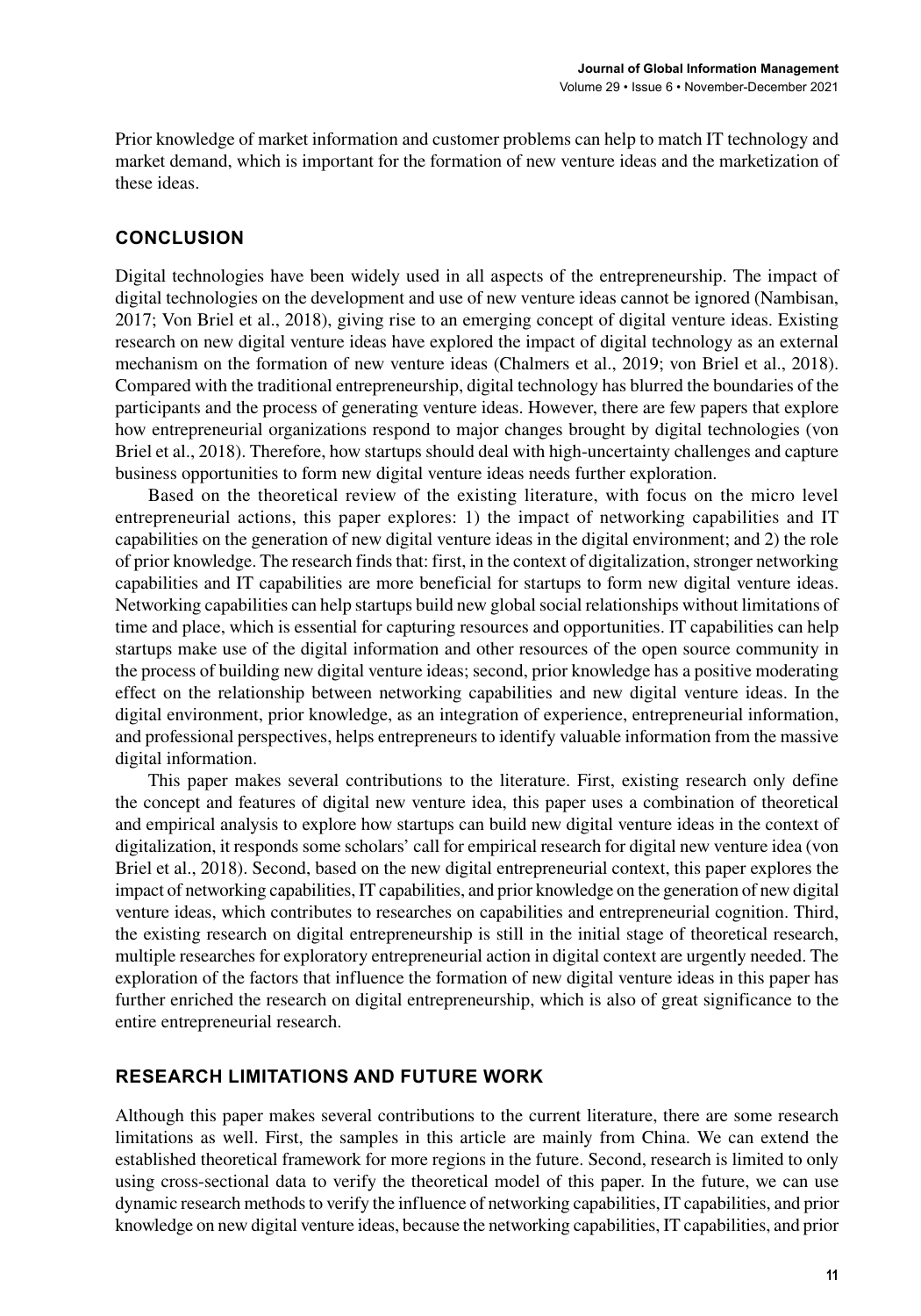Prior knowledge of market information and customer problems can help to match IT technology and market demand, which is important for the formation of new venture ideas and the marketization of these ideas.

## CONCLUSION

Digital technologies have been widely used in all aspects of the entrepreneurship. The impact of digital technologies on the development and use of new venture ideas cannot be ignored (Nambisan, 2017; Von Briel et al., 2018), giving rise to an emerging concept of digital venture ideas. Existing research on new digital venture ideas have explored the impact of digital technology as an external mechanism on the formation of new venture ideas (Chalmers et al., 2019; von Briel et al., 2018). Compared with the traditional entrepreneurship, digital technology has blurred the boundaries of the participants and the process of generating venture ideas. However, there are few papers that explore how entrepreneurial organizations respond to major changes brought by digital technologies (von Briel et al., 2018). Therefore, how startups should deal with high-uncertainty challenges and capture business opportunities to form new digital venture ideas needs further exploration.

Based on the theoretical review of the existing literature, with focus on the micro level entrepreneurial actions, this paper explores: 1) the impact of networking capabilities and IT capabilities on the generation of new digital venture ideas in the digital environment; and 2) the role of prior knowledge. The research finds that: first, in the context of digitalization, stronger networking capabilities and IT capabilities are more beneficial for startups to form new digital venture ideas. Networking capabilities can help startups build new global social relationships without limitations of time and place, which is essential for capturing resources and opportunities. IT capabilities can help startups make use of the digital information and other resources of the open source community in the process of building new digital venture ideas; second, prior knowledge has a positive moderating effect on the relationship between networking capabilities and new digital venture ideas. In the digital environment, prior knowledge, as an integration of experience, entrepreneurial information, and professional perspectives, helps entrepreneurs to identify valuable information from the massive digital information.

This paper makes several contributions to the literature. First, existing research only define the concept and features of digital new venture idea, this paper uses a combination of theoretical and empirical analysis to explore how startups can build new digital venture ideas in the context of digitalization, it responds some scholars' call for empirical research for digital new venture idea (von Briel et al., 2018). Second, based on the new digital entrepreneurial context, this paper explores the impact of networking capabilities, IT capabilities, and prior knowledge on the generation of new digital venture ideas, which contributes to researches on capabilities and entrepreneurial cognition. Third, the existing research on digital entrepreneurship is still in the initial stage of theoretical research, multiple researches for exploratory entrepreneurial action in digital context are urgently needed. The exploration of the factors that influence the formation of new digital venture ideas in this paper has further enriched the research on digital entrepreneurship, which is also of great significance to the entire entrepreneurial research.

## RESEARCH LIMITATIONS AND FUTURE WORK

Although this paper makes several contributions to the current literature, there are some research limitations as well. First, the samples in this article are mainly from China. We can extend the established theoretical framework for more regions in the future. Second, research is limited to only using cross-sectional data to verify the theoretical model of this paper. In the future, we can use dynamic research methods to verify the influence of networking capabilities, IT capabilities, and prior knowledge on new digital venture ideas, because the networking capabilities, IT capabilities, and prior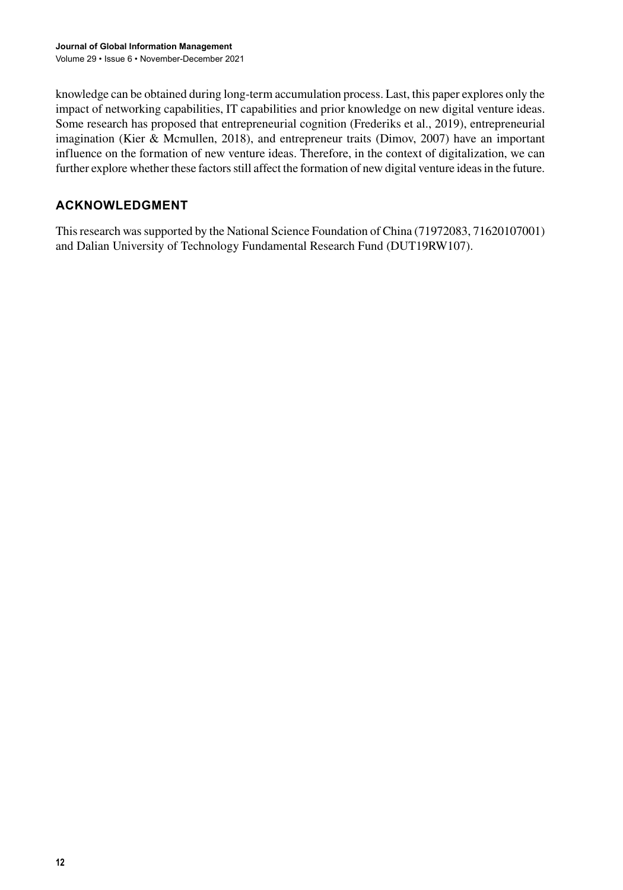knowledge can be obtained during long-term accumulation process. Last, this paper explores only the impact of networking capabilities, IT capabilities and prior knowledge on new digital venture ideas. Some research has proposed that entrepreneurial cognition (Frederiks et al., 2019), entrepreneurial imagination (Kier & Mcmullen, 2018), and entrepreneur traits (Dimov, 2007) have an important influence on the formation of new venture ideas. Therefore, in the context of digitalization, we can further explore whether these factors still affect the formation of new digital venture ideas in the future.

## ACKNOWLEDGMENT

This research was supported by the National Science Foundation of China (71972083, 71620107001) and Dalian University of Technology Fundamental Research Fund (DUT19RW107).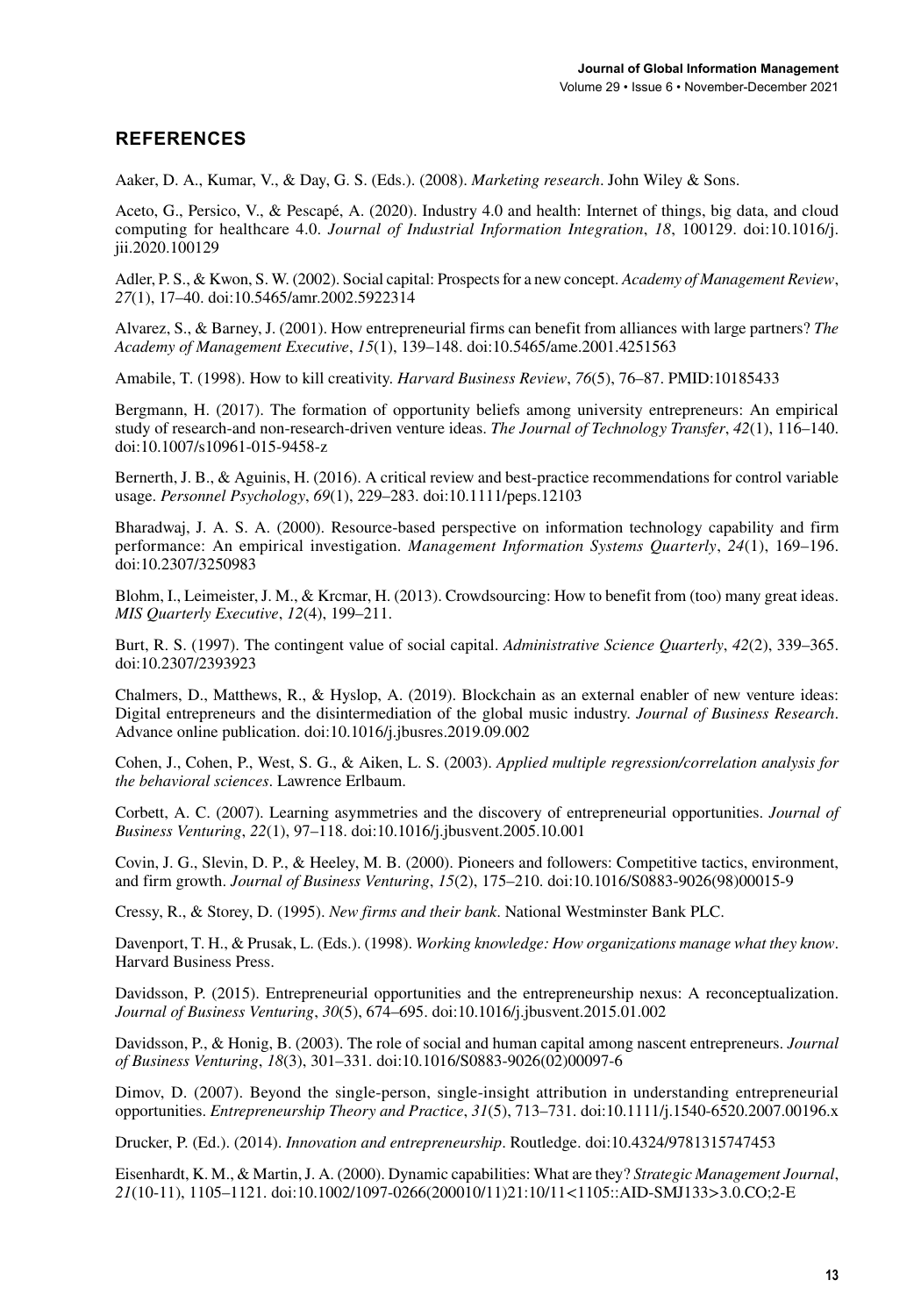## REFERENCES

Aaker, D. A., Kumar, V., & Day, G. S. (Eds.). (2008). *Marketing research*. John Wiley & Sons.

Aceto, G., Persico, V., & Pescapé, A. (2020). Industry 4.0 and health: Internet of things, big data, and cloud computing for healthcare 4.0. *Journal of Industrial Information Integration*, *18*, 100129. doi:10.1016/j.jii.2020.100129

Adler, P. S., & Kwon, S. W. (2002). Social capital: Prospects for a new concept. *Academy of Management Review*, *27*(1), 17–40. doi:10.5465/amr.2002.5922314

Alvarez, S., & Barney, J. (2001). How entrepreneurial firms can benefit from alliances with large partners? *The Academy of Management Executive*, *15*(1), 139–148. doi:10.5465/ame.2001.4251563

Amabile, T. (1998). How to kill creativity. *Harvard Business Review*, *76*(5), 76–87. PMID:10185433

Bergmann, H. (2017). The formation of opportunity beliefs among university entrepreneurs: An empirical study of research-and non-research-driven venture ideas. *The Journal of Technology Transfer*, *42*(1), 116–140. doi:10.1007/s10961-015-9458-z

Bernerth, J. B., & Aguinis, H. (2016). A critical review and best-practice recommendations for control variable usage. *Personnel Psychology*, *69*(1), 229–283. doi:10.1111/peps.12103

Bharadwaj, J. A. S. A. (2000). Resource-based perspective on information technology capability and firm performance: An empirical investigation. *Management Information Systems Quarterly*, *24*(1), 169–196. doi:10.2307/3250983

Blohm, I., Leimeister, J. M., & Krcmar, H. (2013). Crowdsourcing: How to benefit from (too) many great ideas. *MIS Quarterly Executive*, *12*(4), 199–211.

Burt, R. S. (1997). The contingent value of social capital. *Administrative Science Quarterly*, *42*(2), 339–365. doi:10.2307/2393923

Chalmers, D., Matthews, R., & Hyslop, A. (2019). Blockchain as an external enabler of new venture ideas: Digital entrepreneurs and the disintermediation of the global music industry. *Journal of Business Research*. Advance online publication. doi:10.1016/j.jbusres.2019.09.002

Cohen, J., Cohen, P., West, S. G., & Aiken, L. S. (2003). *Applied multiple regression/correlation analysis for the behavioral sciences*. Lawrence Erlbaum.

Corbett, A. C. (2007). Learning asymmetries and the discovery of entrepreneurial opportunities. *Journal of Business Venturing*, *22*(1), 97–118. doi:10.1016/j.jbusvent.2005.10.001

Covin, J. G., Slevin, D. P., & Heeley, M. B. (2000). Pioneers and followers: Competitive tactics, environment, and firm growth. *Journal of Business Venturing*, *15*(2), 175–210. doi:10.1016/S0883-9026(98)00015-9

Cressy, R., & Storey, D. (1995). *New firms and their bank*. National Westminster Bank PLC.

Davenport, T. H., & Prusak, L. (Eds.). (1998). *Working knowledge: How organizations manage what they know*. Harvard Business Press.

Davidsson, P. (2015). Entrepreneurial opportunities and the entrepreneurship nexus: A reconceptualization. *Journal of Business Venturing*, *30*(5), 674–695. doi:10.1016/j.jbusvent.2015.01.002

Davidsson, P., & Honig, B. (2003). The role of social and human capital among nascent entrepreneurs. *Journal of Business Venturing*, *18*(3), 301–331. doi:10.1016/S0883-9026(02)00097-6

Dimov, D. (2007). Beyond the single-person, single-insight attribution in understanding entrepreneurial opportunities. *Entrepreneurship Theory and Practice*, *31*(5), 713–731. doi:10.1111/j.1540-6520.2007.00196.x

Drucker, P. (Ed.). (2014). *Innovation and entrepreneurship*. Routledge. doi:10.4324/9781315747453

Eisenhardt, K. M., & Martin, J. A. (2000). Dynamic capabilities: What are they? *Strategic Management Journal*, *21*(10-11), 1105–1121. doi:10.1002/1097-0266(200010/11)21:10/11<1105::AID-SMJ133>3.0.CO;2-E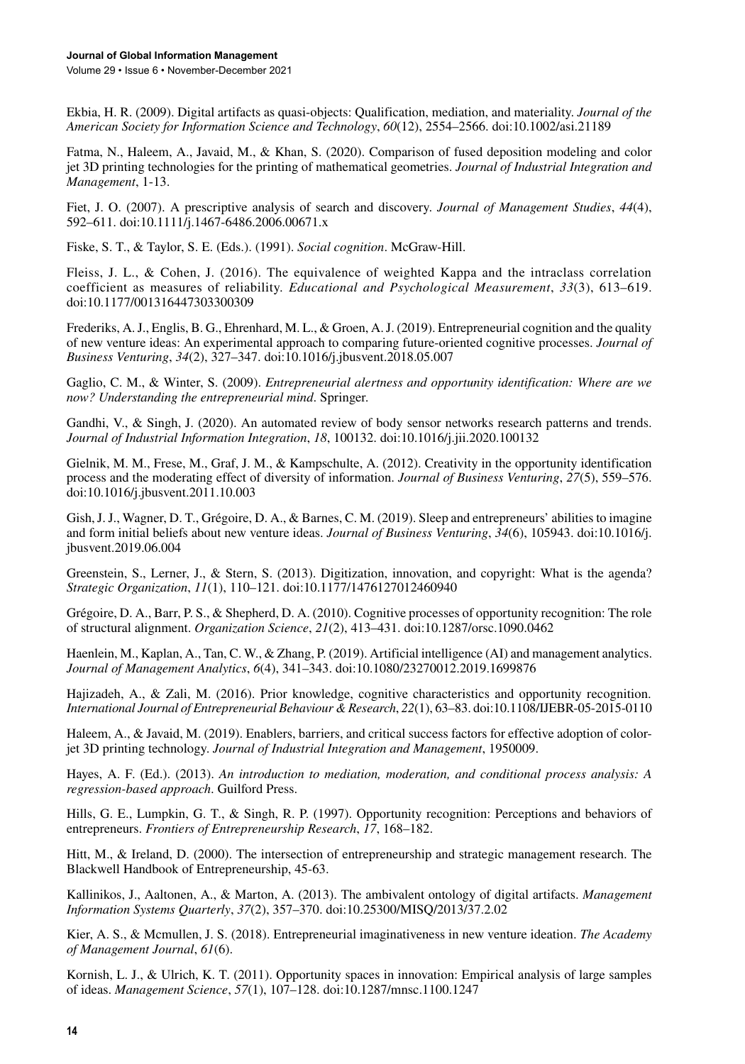Ekbia, H. R. (2009). Digital artifacts as quasi-objects: Qualification, mediation, and materiality. *Journal of the American Society for Information Science and Technology*, *60*(12), 2554–2566. doi:10.1002/asi.21189

Fatma, N., Haleem, A., Javaid, M., & Khan, S. (2020). Comparison of fused deposition modeling and color jet 3D printing technologies for the printing of mathematical geometries. *Journal of Industrial Integration and Management*, 1-13.

Fiet, J. O. (2007). A prescriptive analysis of search and discovery. *Journal of Management Studies*, *44*(4), 592–611. doi:10.1111/j.1467-6486.2006.00671.x

Fiske, S. T., & Taylor, S. E. (Eds.). (1991). *Social cognition*. McGraw-Hill.

Fleiss, J. L., & Cohen, J. (2016). The equivalence of weighted Kappa and the intraclass correlation coefficient as measures of reliability. *Educational and Psychological Measurement*, *33*(3), 613–619. doi:10.1177/001316447303300309

Frederiks, A. J., Englis, B. G., Ehrenhard, M. L., & Groen, A. J. (2019). Entrepreneurial cognition and the quality of new venture ideas: An experimental approach to comparing future-oriented cognitive processes. *Journal of Business Venturing*, *34*(2), 327–347. doi:10.1016/j.jbusvent.2018.05.007

Gaglio, C. M., & Winter, S. (2009). *Entrepreneurial alertness and opportunity identification: Where are we now? Understanding the entrepreneurial mind*. Springer.

Gandhi, V., & Singh, J. (2020). An automated review of body sensor networks research patterns and trends. *Journal of Industrial Information Integration*, *18*, 100132. doi:10.1016/j.jii.2020.100132

Gielnik, M. M., Frese, M., Graf, J. M., & Kampschulte, A. (2012). Creativity in the opportunity identification process and the moderating effect of diversity of information. *Journal of Business Venturing*, *27*(5), 559–576. doi:10.1016/j.jbusvent.2011.10.003

Gish, J. J., Wagner, D. T., Grégoire, D. A., & Barnes, C. M. (2019). Sleep and entrepreneurs' abilities to imagine and form initial beliefs about new venture ideas. *Journal of Business Venturing*, *34*(6), 105943. doi:10.1016/j.jbusvent.2019.06.004

Greenstein, S., Lerner, J., & Stern, S. (2013). Digitization, innovation, and copyright: What is the agenda? *Strategic Organization*, *11*(1), 110–121. doi:10.1177/1476127012460940

Grégoire, D. A., Barr, P. S., & Shepherd, D. A. (2010). Cognitive processes of opportunity recognition: The role of structural alignment. *Organization Science*, *21*(2), 413–431. doi:10.1287/orsc.1090.0462

Haenlein, M., Kaplan, A., Tan, C. W., & Zhang, P. (2019). Artificial intelligence (AI) and management analytics. *Journal of Management Analytics*, *6*(4), 341–343. doi:10.1080/23270012.2019.1699876

Hajizadeh, A., & Zali, M. (2016). Prior knowledge, cognitive characteristics and opportunity recognition. *International Journal of Entrepreneurial Behaviour & Research*, *22*(1), 63–83. doi:10.1108/IJEBR-05-2015-0110

Haleem, A., & Javaid, M. (2019). Enablers, barriers, and critical success factors for effective adoption of color-jet 3D printing technology. *Journal of Industrial Integration and Management*, 1950009.

Hayes, A. F. (Ed.). (2013). *An introduction to mediation, moderation, and conditional process analysis: A regression-based approach*. Guilford Press.

Hills, G. E., Lumpkin, G. T., & Singh, R. P. (1997). Opportunity recognition: Perceptions and behaviors of entrepreneurs. *Frontiers of Entrepreneurship Research*, *17*, 168–182.

Hitt, M., & Ireland, D. (2000). The intersection of entrepreneurship and strategic management research. The Blackwell Handbook of Entrepreneurship, 45-63.

Kallinikos, J., Aaltonen, A., & Marton, A. (2013). The ambivalent ontology of digital artifacts. *Management Information Systems Quarterly*, *37*(2), 357–370. doi:10.25300/MISQ/2013/37.2.02

Kier, A. S., & Mcmullen, J. S. (2018). Entrepreneurial imaginativeness in new venture ideation. *The Academy of Management Journal*, *61*(6).

Kornish, L. J., & Ulrich, K. T. (2011). Opportunity spaces in innovation: Empirical analysis of large samples of ideas. *Management Science*, *57*(1), 107–128. doi:10.1287/mnsc.1100.1247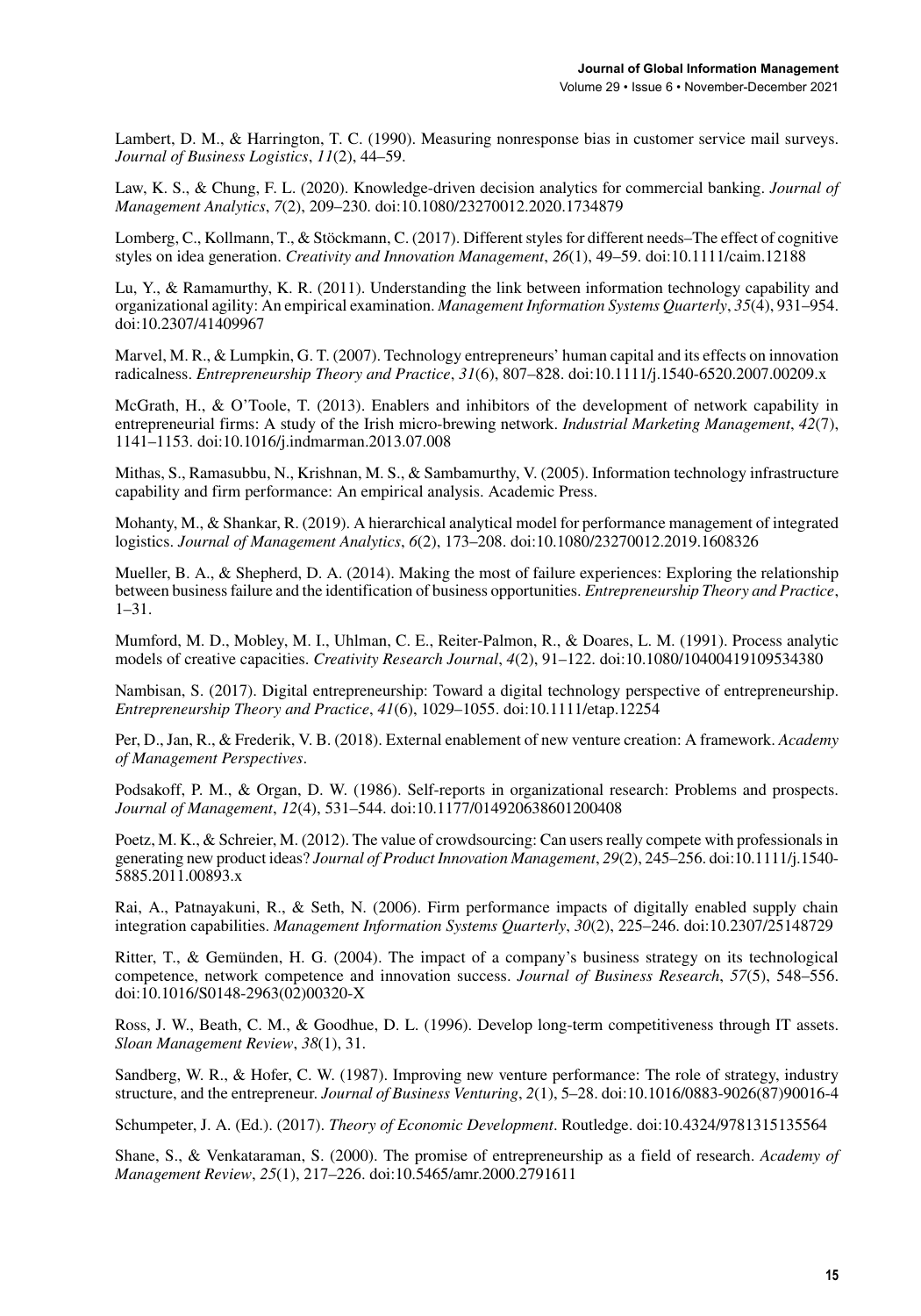Lambert, D. M., & Harrington, T. C. (1990). Measuring nonresponse bias in customer service mail surveys. *Journal of Business Logistics*, *11*(2), 44–59.

Law, K. S., & Chung, F. L. (2020). Knowledge-driven decision analytics for commercial banking. *Journal of Management Analytics*, *7*(2), 209–230. doi:10.1080/23270012.2020.1734879

Lomberg, C., Kollmann, T., & Stöckmann, C. (2017). Different styles for different needs–The effect of cognitive styles on idea generation. *Creativity and Innovation Management*, *26*(1), 49–59. doi:10.1111/caim.12188

Lu, Y., & Ramamurthy, K. R. (2011). Understanding the link between information technology capability and organizational agility: An empirical examination. *Management Information Systems Quarterly*, *35*(4), 931–954. doi:10.2307/41409967

Marvel, M. R., & Lumpkin, G. T. (2007). Technology entrepreneurs' human capital and its effects on innovation radicalness. *Entrepreneurship Theory and Practice*, *31*(6), 807–828. doi:10.1111/j.1540-6520.2007.00209.x

McGrath, H., & O'Toole, T. (2013). Enablers and inhibitors of the development of network capability in entrepreneurial firms: A study of the Irish micro-brewing network. *Industrial Marketing Management*, *42*(7), 1141–1153. doi:10.1016/j.indmarman.2013.07.008

Mithas, S., Ramasubbu, N., Krishnan, M. S., & Sambamurthy, V. (2005). Information technology infrastructure capability and firm performance: An empirical analysis. Academic Press.

Mohanty, M., & Shankar, R. (2019). A hierarchical analytical model for performance management of integrated logistics. *Journal of Management Analytics*, *6*(2), 173–208. doi:10.1080/23270012.2019.1608326

Mueller, B. A., & Shepherd, D. A. (2014). Making the most of failure experiences: Exploring the relationship between business failure and the identification of business opportunities. *Entrepreneurship Theory and Practice*, 1–31.

Mumford, M. D., Mobley, M. I., Uhlman, C. E., Reiter-Palmon, R., & Doares, L. M. (1991). Process analytic models of creative capacities. *Creativity Research Journal*, *4*(2), 91–122. doi:10.1080/10400419109534380

Nambisan, S. (2017). Digital entrepreneurship: Toward a digital technology perspective of entrepreneurship. *Entrepreneurship Theory and Practice*, *41*(6), 1029–1055. doi:10.1111/etap.12254

Per, D., Jan, R., & Frederik, V. B. (2018). External enablement of new venture creation: A framework. *Academy of Management Perspectives*.

Podsakoff, P. M., & Organ, D. W. (1986). Self-reports in organizational research: Problems and prospects. *Journal of Management*, *12*(4), 531–544. doi:10.1177/014920638601200408

Poetz, M. K., & Schreier, M. (2012). The value of crowdsourcing: Can users really compete with professionals in generating new product ideas? *Journal of Product Innovation Management*, *29*(2), 245–256. doi:10.1111/j.1540-5885.2011.00893.x

Rai, A., Patnayakuni, R., & Seth, N. (2006). Firm performance impacts of digitally enabled supply chain integration capabilities. *Management Information Systems Quarterly*, *30*(2), 225–246. doi:10.2307/25148729

Ritter, T., & Gemünden, H. G. (2004). The impact of a company's business strategy on its technological competence, network competence and innovation success. *Journal of Business Research*, *57*(5), 548–556. doi:10.1016/S0148-2963(02)00320-X

Ross, J. W., Beath, C. M., & Goodhue, D. L. (1996). Develop long-term competitiveness through IT assets. *Sloan Management Review*, *38*(1), 31.

Sandberg, W. R., & Hofer, C. W. (1987). Improving new venture performance: The role of strategy, industry structure, and the entrepreneur. *Journal of Business Venturing*, *2*(1), 5–28. doi:10.1016/0883-9026(87)90016-4

Schumpeter, J. A. (Ed.). (2017). *Theory of Economic Development*. Routledge. doi:10.4324/9781315135564

Shane, S., & Venkataraman, S. (2000). The promise of entrepreneurship as a field of research. *Academy of Management Review*, *25*(1), 217–226. doi:10.5465/amr.2000.2791611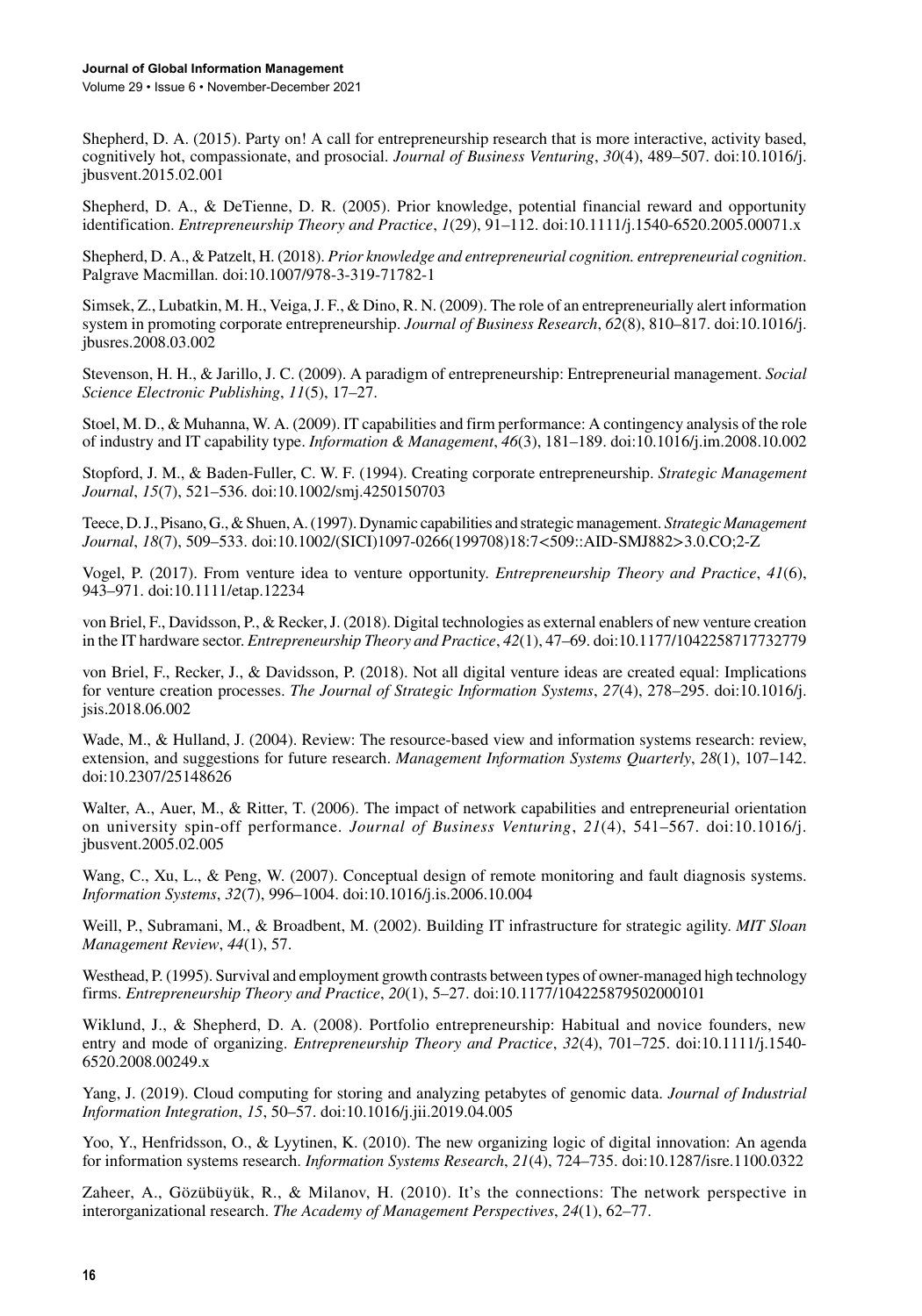Shepherd, D. A. (2015). Party on! A call for entrepreneurship research that is more interactive, activity based, cognitively hot, compassionate, and prosocial. *Journal of Business Venturing*, *30*(4), 489–507. doi:10.1016/j.jbusvent.2015.02.001

Shepherd, D. A., & DeTienne, D. R. (2005). Prior knowledge, potential financial reward and opportunity identification. *Entrepreneurship Theory and Practice*, *1*(29), 91–112. doi:10.1111/j.1540-6520.2005.00071.x

Shepherd, D. A., & Patzelt, H. (2018). *Prior knowledge and entrepreneurial cognition. entrepreneurial cognition*. Palgrave Macmillan. doi:10.1007/978-3-319-71782-1

Simsek, Z., Lubatkin, M. H., Veiga, J. F., & Dino, R. N. (2009). The role of an entrepreneurially alert information system in promoting corporate entrepreneurship. *Journal of Business Research*, *62*(8), 810–817. doi:10.1016/j.jbusres.2008.03.002

Stevenson, H. H., & Jarillo, J. C. (2009). A paradigm of entrepreneurship: Entrepreneurial management. *Social Science Electronic Publishing*, *11*(5), 17–27.

Stoel, M. D., & Muhanna, W. A. (2009). IT capabilities and firm performance: A contingency analysis of the role of industry and IT capability type. *Information & Management*, *46*(3), 181–189. doi:10.1016/j.im.2008.10.002

Stopford, J. M., & Baden-Fuller, C. W. F. (1994). Creating corporate entrepreneurship. *Strategic Management Journal*, *15*(7), 521–536. doi:10.1002/smj.4250150703

Teece, D. J., Pisano, G., & Shuen, A. (1997). Dynamic capabilities and strategic management. *Strategic Management Journal*, *18*(7), 509–533. doi:10.1002/(SICI)1097-0266(199708)18:7<509::AID-SMJ882>3.0.CO;2-Z

Vogel, P. (2017). From venture idea to venture opportunity. *Entrepreneurship Theory and Practice*, *41*(6), 943–971. doi:10.1111/etap.12234

von Briel, F., Davidsson, P., & Recker, J. (2018). Digital technologies as external enablers of new venture creation in the IT hardware sector. *Entrepreneurship Theory and Practice*, *42*(1), 47–69. doi:10.1177/1042258717732779

von Briel, F., Recker, J., & Davidsson, P. (2018). Not all digital venture ideas are created equal: Implications for venture creation processes. *The Journal of Strategic Information Systems*, *27*(4), 278–295. doi:10.1016/j.jsis.2018.06.002

Wade, M., & Hulland, J. (2004). Review: The resource-based view and information systems research: review, extension, and suggestions for future research. *Management Information Systems Quarterly*, *28*(1), 107–142. doi:10.2307/25148626

Walter, A., Auer, M., & Ritter, T. (2006). The impact of network capabilities and entrepreneurial orientation on university spin-off performance. *Journal of Business Venturing*, *21*(4), 541–567. doi:10.1016/j.jbusvent.2005.02.005

Wang, C., Xu, L., & Peng, W. (2007). Conceptual design of remote monitoring and fault diagnosis systems. *Information Systems*, *32*(7), 996–1004. doi:10.1016/j.is.2006.10.004

Weill, P., Subramani, M., & Broadbent, M. (2002). Building IT infrastructure for strategic agility. *MIT Sloan Management Review*, *44*(1), 57.

Westhead, P. (1995). Survival and employment growth contrasts between types of owner-managed high technology firms. *Entrepreneurship Theory and Practice*, *20*(1), 5–27. doi:10.1177/104225879502000101

Wiklund, J., & Shepherd, D. A. (2008). Portfolio entrepreneurship: Habitual and novice founders, new entry and mode of organizing. *Entrepreneurship Theory and Practice*, *32*(4), 701–725. doi:10.1111/j.1540-6520.2008.00249.x

Yang, J. (2019). Cloud computing for storing and analyzing petabytes of genomic data. *Journal of Industrial Information Integration*, *15*, 50–57. doi:10.1016/j.jii.2019.04.005

Yoo, Y., Henfridsson, O., & Lyytinen, K. (2010). The new organizing logic of digital innovation: An agenda for information systems research. *Information Systems Research*, *21*(4), 724–735. doi:10.1287/isre.1100.0322

Zaheer, A., Gözübüyük, R., & Milanov, H. (2010). It's the connections: The network perspective in interorganizational research. *The Academy of Management Perspectives*, *24*(1), 62–77.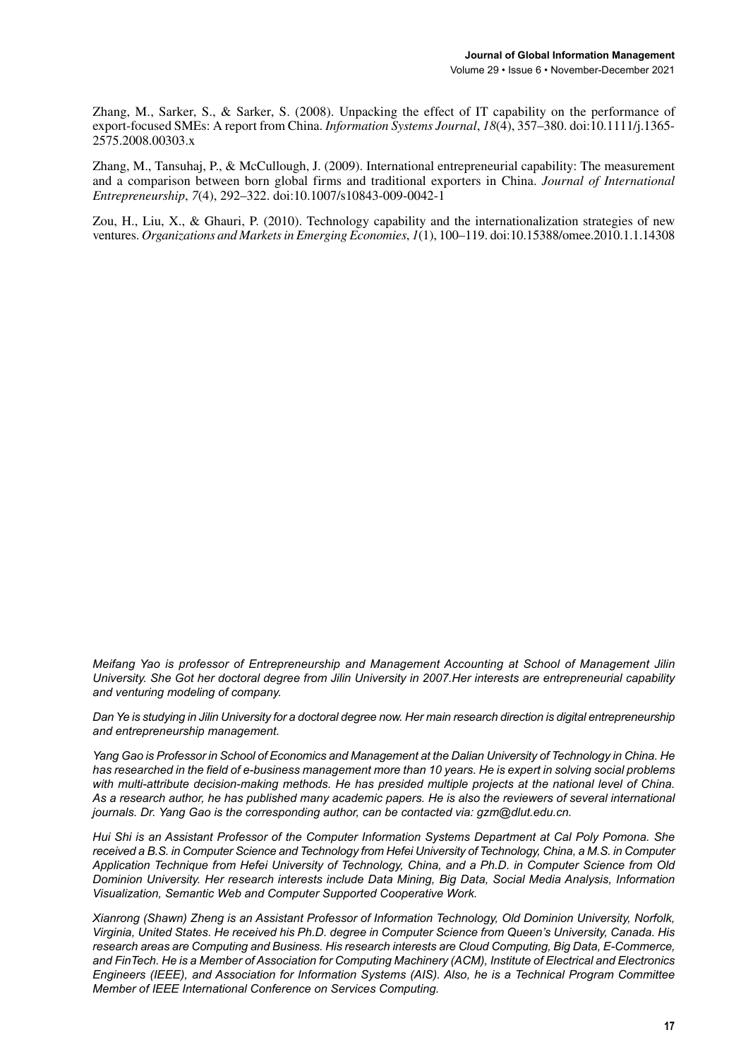Zhang, M., Sarker, S., & Sarker, S. (2008). Unpacking the effect of IT capability on the performance of export-focused SMEs: A report from China. *Information Systems Journal*, *18*(4), 357–380. doi:10.1111/j.1365-2575.2008.00303.x

Zhang, M., Tansuhaj, P., & McCullough, J. (2009). International entrepreneurial capability: The measurement and a comparison between born global firms and traditional exporters in China. *Journal of International Entrepreneurship*, *7*(4), 292–322. doi:10.1007/s10843-009-0042-1

Zou, H., Liu, X., & Ghauri, P. (2010). Technology capability and the internationalization strategies of new ventures. *Organizations and Markets in Emerging Economies*, *1*(1), 100–119. doi:10.15388/omee.2010.1.1.14308

*Meifang Yao is professor of Entrepreneurship and Management Accounting at School of Management Jilin University. She Got her doctoral degree from Jilin University in 2007.Her interests are entrepreneurial capability and venturing modeling of company.*

*Dan Ye is studying in Jilin University for a doctoral degree now. Her main research direction is digital entrepreneurship and entrepreneurship management.*

*Yang Gao is Professor in School of Economics and Management at the Dalian University of Technology in China. He has researched in the field of e-business management more than 10 years. He is expert in solving social problems with multi-attribute decision-making methods. He has presided multiple projects at the national level of China. As a research author, he has published many academic papers. He is also the reviewers of several international journals. Dr. Yang Gao is the corresponding author, can be contacted via: gzm@dlut.edu.cn.*

*Hui Shi is an Assistant Professor of the Computer Information Systems Department at Cal Poly Pomona. She received a B.S. in Computer Science and Technology from Hefei University of Technology, China, a M.S. in Computer Application Technique from Hefei University of Technology, China, and a Ph.D. in Computer Science from Old Dominion University. Her research interests include Data Mining, Big Data, Social Media Analysis, Information Visualization, Semantic Web and Computer Supported Cooperative Work.*

*Xianrong (Shawn) Zheng is an Assistant Professor of Information Technology, Old Dominion University, Norfolk, Virginia, United States. He received his Ph.D. degree in Computer Science from Queen's University, Canada. His research areas are Computing and Business. His research interests are Cloud Computing, Big Data, E-Commerce, and FinTech. He is a Member of Association for Computing Machinery (ACM), Institute of Electrical and Electronics Engineers (IEEE), and Association for Information Systems (AIS). Also, he is a Technical Program Committee Member of IEEE International Conference on Services Computing.*